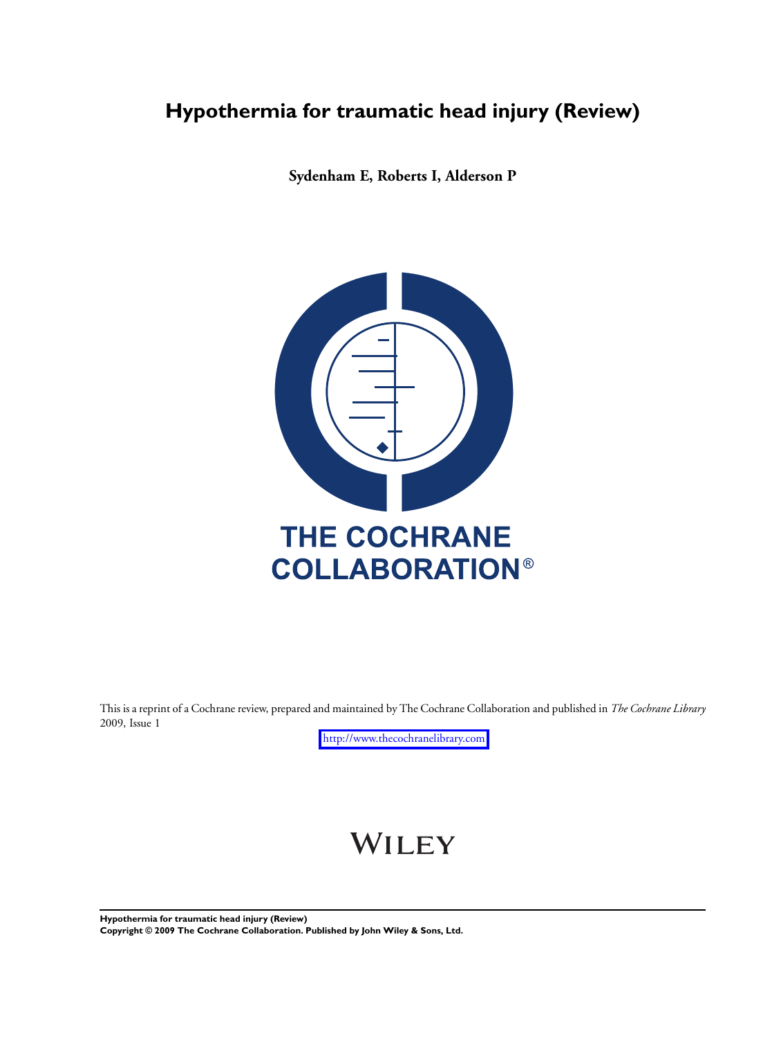# Hypothermia for traumatic head injury (Review)

**Sydenham E, Roberts I, Alderson P**

THE COCHRANE COLLABORATION®

This is a reprint of a Cochrane review, prepared and maintained by The Cochrane Collaboration and published in *The Cochrane Library* 2009, Issue 1

http://www.thecochranelibrary.com

WILEY

**Hypothermia for traumatic head injury (Review)**
**Copyright © 2009 The Cochrane Collaboration. Published by John Wiley & Sons, Ltd.**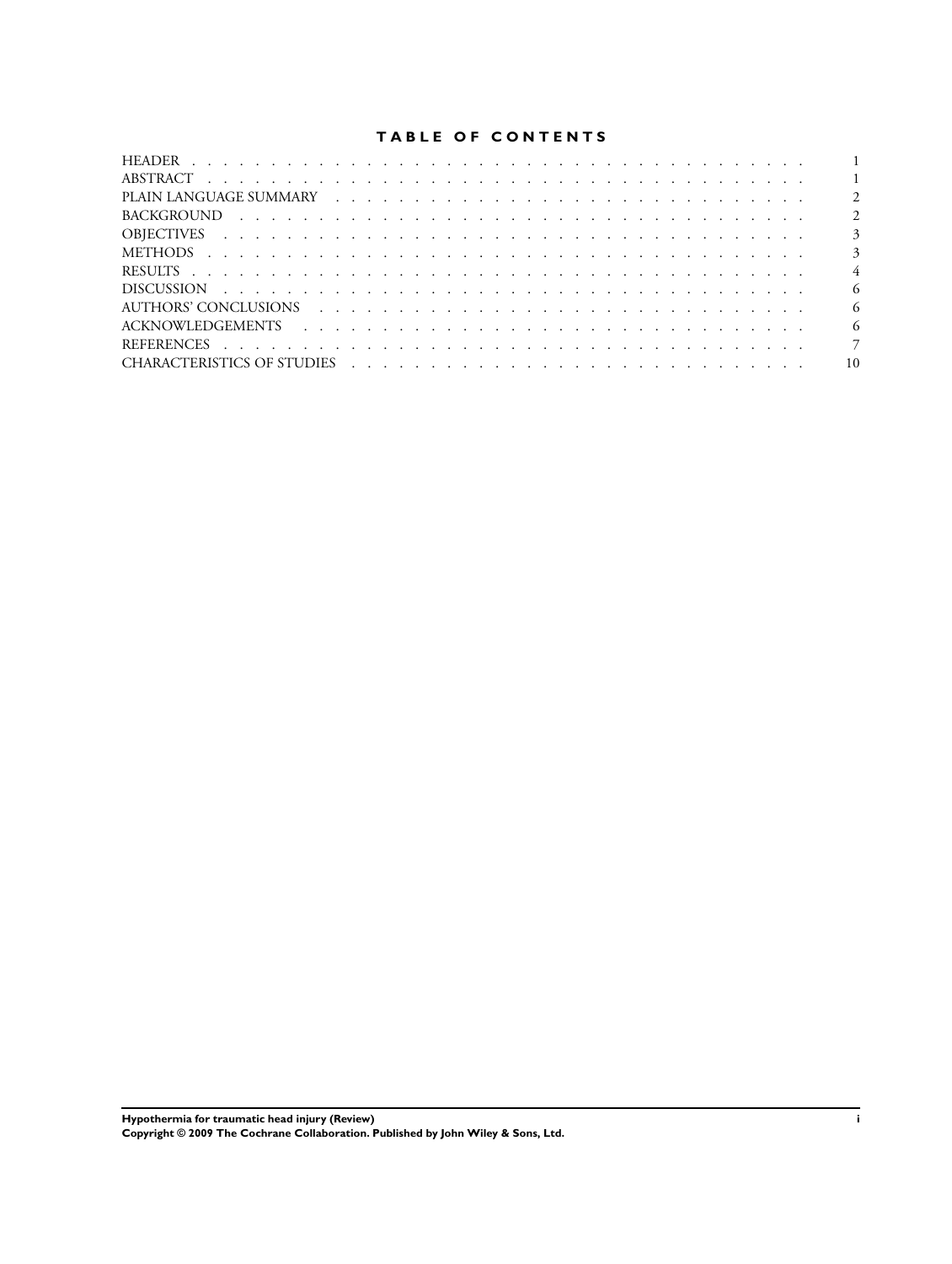# TABLE OF CONTENTS

| | |
|---|---|
| HEADER | 1 |
| ABSTRACT | 1 |
| PLAIN LANGUAGE SUMMARY | 2 |
| BACKGROUND | 2 |
| OBJECTIVES | 3 |
| METHODS | 3 |
| RESULTS | 4 |
| DISCUSSION | 6 |
| AUTHORS' CONCLUSIONS | 6 |
| ACKNOWLEDGEMENTS | 6 |
| REFERENCES | 7 |
| CHARACTERISTICS OF STUDIES | 10 |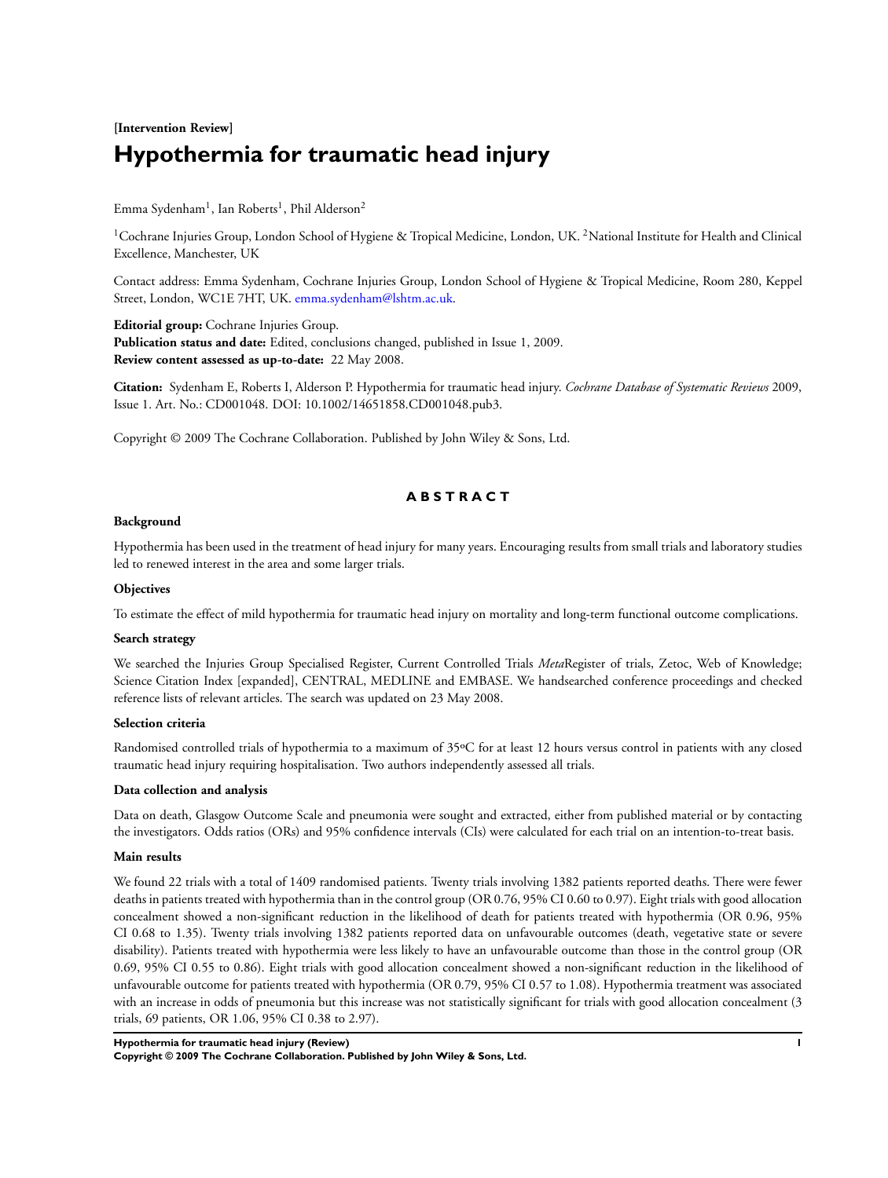**[Intervention Review]**

# Hypothermia for traumatic head injury

Emma Sydenham[1], Ian Roberts[1], Phil Alderson[2]

[1]Cochrane Injuries Group, London School of Hygiene & Tropical Medicine, London, UK. [2]National Institute for Health and Clinical Excellence, Manchester, UK

Contact address: Emma Sydenham, Cochrane Injuries Group, London School of Hygiene & Tropical Medicine, Room 280, Keppel Street, London, WC1E 7HT, UK. emma.sydenham@lshtm.ac.uk.

**Editorial group:** Cochrane Injuries Group.
**Publication status and date:** Edited, conclusions changed, published in Issue 1, 2009.
**Review content assessed as up-to-date:** 22 May 2008.

**Citation:** Sydenham E, Roberts I, Alderson P. Hypothermia for traumatic head injury. *Cochrane Database of Systematic Reviews* 2009, Issue 1. Art. No.: CD001048. DOI: 10.1002/14651858.CD001048.pub3.

Copyright © 2009 The Cochrane Collaboration. Published by John Wiley & Sons, Ltd.

## ABSTRACT

### Background

Hypothermia has been used in the treatment of head injury for many years. Encouraging results from small trials and laboratory studies led to renewed interest in the area and some larger trials.

### Objectives

To estimate the effect of mild hypothermia for traumatic head injury on mortality and long-term functional outcome complications.

### Search strategy

We searched the Injuries Group Specialised Register, Current Controlled Trials *Meta*Register of trials, Zetoc, Web of Knowledge; Science Citation Index [expanded], CENTRAL, MEDLINE and EMBASE. We handsearched conference proceedings and checked reference lists of relevant articles. The search was updated on 23 May 2008.

### Selection criteria

Randomised controlled trials of hypothermia to a maximum of 35ºC for at least 12 hours versus control in patients with any closed traumatic head injury requiring hospitalisation. Two authors independently assessed all trials.

### Data collection and analysis

Data on death, Glasgow Outcome Scale and pneumonia were sought and extracted, either from published material or by contacting the investigators. Odds ratios (ORs) and 95% confidence intervals (CIs) were calculated for each trial on an intention-to-treat basis.

### Main results

We found 22 trials with a total of 1409 randomised patients. Twenty trials involving 1382 patients reported deaths. There were fewer deaths in patients treated with hypothermia than in the control group (OR 0.76, 95% CI 0.60 to 0.97). Eight trials with good allocation concealment showed a non-significant reduction in the likelihood of death for patients treated with hypothermia (OR 0.96, 95% CI 0.68 to 1.35). Twenty trials involving 1382 patients reported data on unfavourable outcomes (death, vegetative state or severe disability). Patients treated with hypothermia were less likely to have an unfavourable outcome than those in the control group (OR 0.69, 95% CI 0.55 to 0.86). Eight trials with good allocation concealment showed a non-significant reduction in the likelihood of unfavourable outcome for patients treated with hypothermia (OR 0.79, 95% CI 0.57 to 1.08). Hypothermia treatment was associated with an increase in odds of pneumonia but this increase was not statistically significant for trials with good allocation concealment (3 trials, 69 patients, OR 1.06, 95% CI 0.38 to 2.97).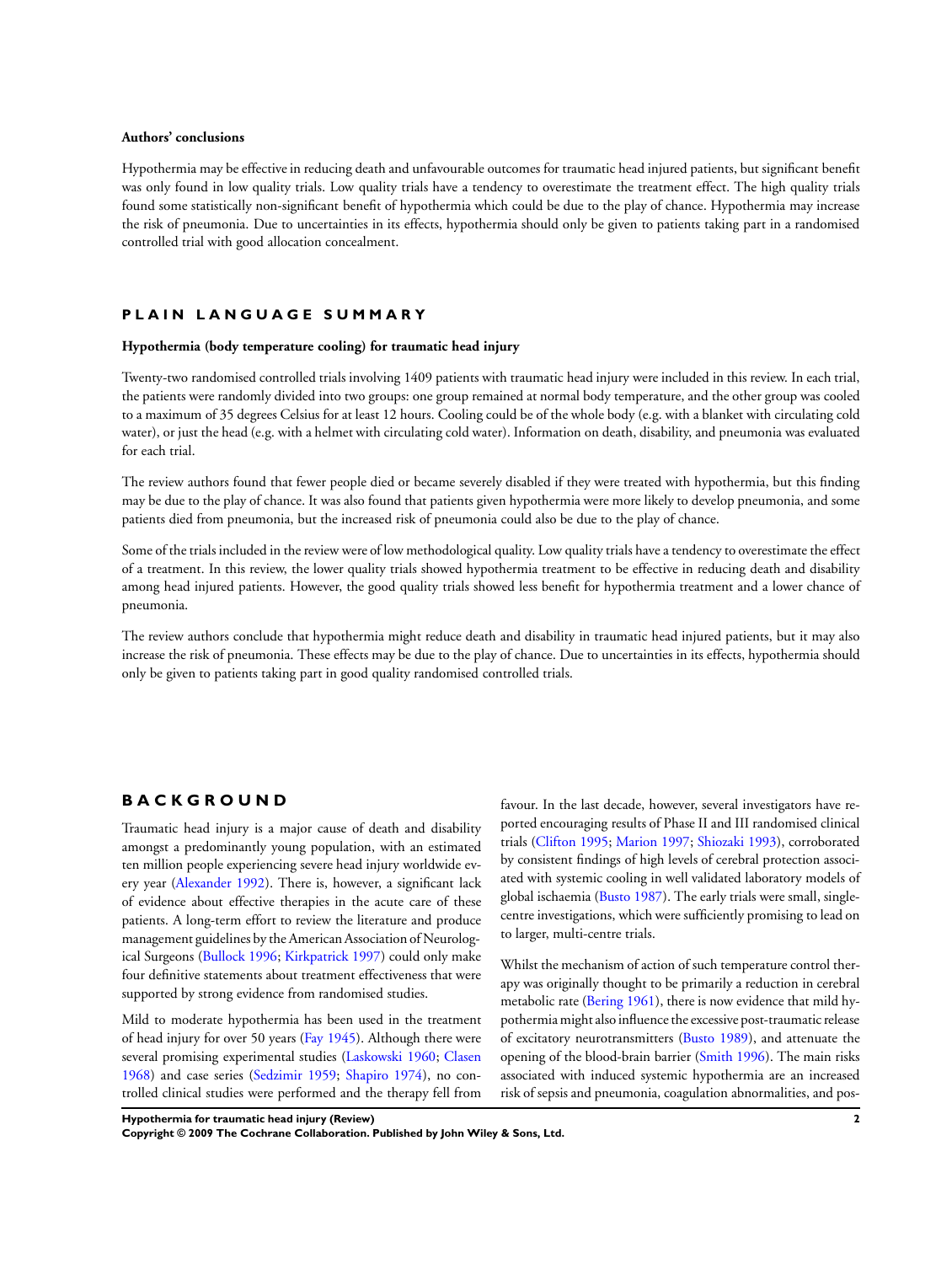### Authors' conclusions

Hypothermia may be effective in reducing death and unfavourable outcomes for traumatic head injured patients, but significant benefit was only found in low quality trials. Low quality trials have a tendency to overestimate the treatment effect. The high quality trials found some statistically non-significant benefit of hypothermia which could be due to the play of chance. Hypothermia may increase the risk of pneumonia. Due to uncertainties in its effects, hypothermia should only be given to patients taking part in a randomised controlled trial with good allocation concealment.

## PLAIN LANGUAGE SUMMARY

### Hypothermia (body temperature cooling) for traumatic head injury

Twenty-two randomised controlled trials involving 1409 patients with traumatic head injury were included in this review. In each trial, the patients were randomly divided into two groups: one group remained at normal body temperature, and the other group was cooled to a maximum of 35 degrees Celsius for at least 12 hours. Cooling could be of the whole body (e.g. with a blanket with circulating cold water), or just the head (e.g. with a helmet with circulating cold water). Information on death, disability, and pneumonia was evaluated for each trial.

The review authors found that fewer people died or became severely disabled if they were treated with hypothermia, but this finding may be due to the play of chance. It was also found that patients given hypothermia were more likely to develop pneumonia, and some patients died from pneumonia, but the increased risk of pneumonia could also be due to the play of chance.

Some of the trials included in the review were of low methodological quality. Low quality trials have a tendency to overestimate the effect of a treatment. In this review, the lower quality trials showed hypothermia treatment to be effective in reducing death and disability among head injured patients. However, the good quality trials showed less benefit for hypothermia treatment and a lower chance of pneumonia.

The review authors conclude that hypothermia might reduce death and disability in traumatic head injured patients, but it may also increase the risk of pneumonia. These effects may be due to the play of chance. Due to uncertainties in its effects, hypothermia should only be given to patients taking part in good quality randomised controlled trials.

## BACKGROUND

Traumatic head injury is a major cause of death and disability amongst a predominantly young population, with an estimated ten million people experiencing severe head injury worldwide every year (Alexander 1992). There is, however, a significant lack of evidence about effective therapies in the acute care of these patients. A long-term effort to review the literature and produce management guidelines by the American Association of Neurological Surgeons (Bullock 1996; Kirkpatrick 1997) could only make four definitive statements about treatment effectiveness that were supported by strong evidence from randomised studies.

Mild to moderate hypothermia has been used in the treatment of head injury for over 50 years (Fay 1945). Although there were several promising experimental studies (Laskowski 1960; Clasen 1968) and case series (Sedzimir 1959; Shapiro 1974), no controlled clinical studies were performed and the therapy fell from favour. In the last decade, however, several investigators have reported encouraging results of Phase II and III randomised clinical trials (Clifton 1995; Marion 1997; Shiozaki 1993), corroborated by consistent findings of high levels of cerebral protection associated with systemic cooling in well validated laboratory models of global ischaemia (Busto 1987). The early trials were small, single-centre investigations, which were sufficiently promising to lead on to larger, multi-centre trials.

Whilst the mechanism of action of such temperature control therapy was originally thought to be primarily a reduction in cerebral metabolic rate (Bering 1961), there is now evidence that mild hypothermia might also influence the excessive post-traumatic release of excitatory neurotransmitters (Busto 1989), and attenuate the opening of the blood-brain barrier (Smith 1996). The main risks associated with induced systemic hypothermia are an increased risk of sepsis and pneumonia, coagulation abnormalities, and pos-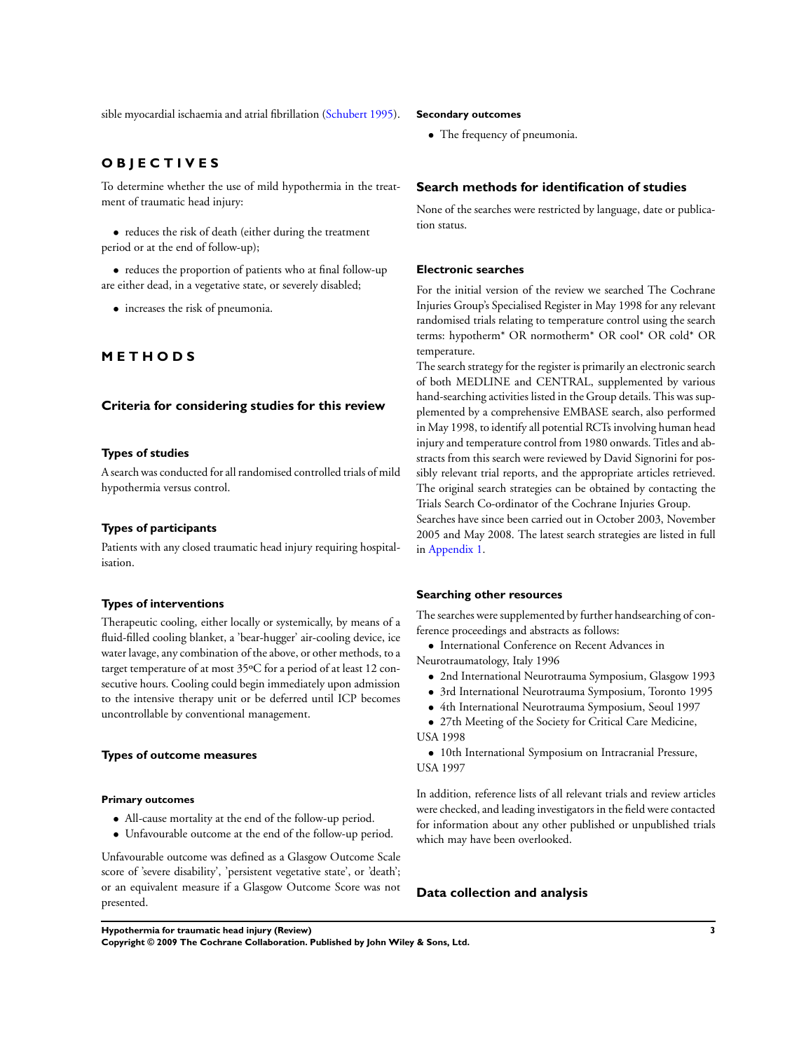sible myocardial ischaemia and atrial fibrillation (Schubert 1995).

# OBJECTIVES

To determine whether the use of mild hypothermia in the treatment of traumatic head injury:

- reduces the risk of death (either during the treatment period or at the end of follow-up);
- reduces the proportion of patients who at final follow-up are either dead, in a vegetative state, or severely disabled;
- increases the risk of pneumonia.

# METHODS

## Criteria for considering studies for this review

### Types of studies

A search was conducted for all randomised controlled trials of mild hypothermia versus control.

### Types of participants

Patients with any closed traumatic head injury requiring hospitalisation.

### Types of interventions

Therapeutic cooling, either locally or systemically, by means of a fluid-filled cooling blanket, a 'bear-hugger' air-cooling device, ice water lavage, any combination of the above, or other methods, to a target temperature of at most 35ºC for a period of at least 12 consecutive hours. Cooling could begin immediately upon admission to the intensive therapy unit or be deferred until ICP becomes uncontrollable by conventional management.

### Types of outcome measures

#### Primary outcomes

- All-cause mortality at the end of the follow-up period.
- Unfavourable outcome at the end of the follow-up period.

Unfavourable outcome was defined as a Glasgow Outcome Scale score of 'severe disability', 'persistent vegetative state', or 'death'; or an equivalent measure if a Glasgow Outcome Score was not presented.

#### Secondary outcomes

- The frequency of pneumonia.

## Search methods for identification of studies

None of the searches were restricted by language, date or publication status.

### Electronic searches

For the initial version of the review we searched The Cochrane Injuries Group's Specialised Register in May 1998 for any relevant randomised trials relating to temperature control using the search terms: hypotherm* OR normotherm* OR cool* OR cold* OR temperature.

The search strategy for the register is primarily an electronic search of both MEDLINE and CENTRAL, supplemented by various hand-searching activities listed in the Group details. This was supplemented by a comprehensive EMBASE search, also performed in May 1998, to identify all potential RCTs involving human head injury and temperature control from 1980 onwards. Titles and abstracts from this search were reviewed by David Signorini for possibly relevant trial reports, and the appropriate articles retrieved. The original search strategies can be obtained by contacting the Trials Search Co-ordinator of the Cochrane Injuries Group.

Searches have since been carried out in October 2003, November 2005 and May 2008. The latest search strategies are listed in full in Appendix 1.

### Searching other resources

The searches were supplemented by further handsearching of conference proceedings and abstracts as follows:

- International Conference on Recent Advances in Neurotraumatology, Italy 1996
- 2nd International Neurotrauma Symposium, Glasgow 1993
- 3rd International Neurotrauma Symposium, Toronto 1995
- 4th International Neurotrauma Symposium, Seoul 1997
- 27th Meeting of the Society for Critical Care Medicine, USA 1998
- 10th International Symposium on Intracranial Pressure, USA 1997

In addition, reference lists of all relevant trials and review articles were checked, and leading investigators in the field were contacted for information about any other published or unpublished trials which may have been overlooked.

## Data collection and analysis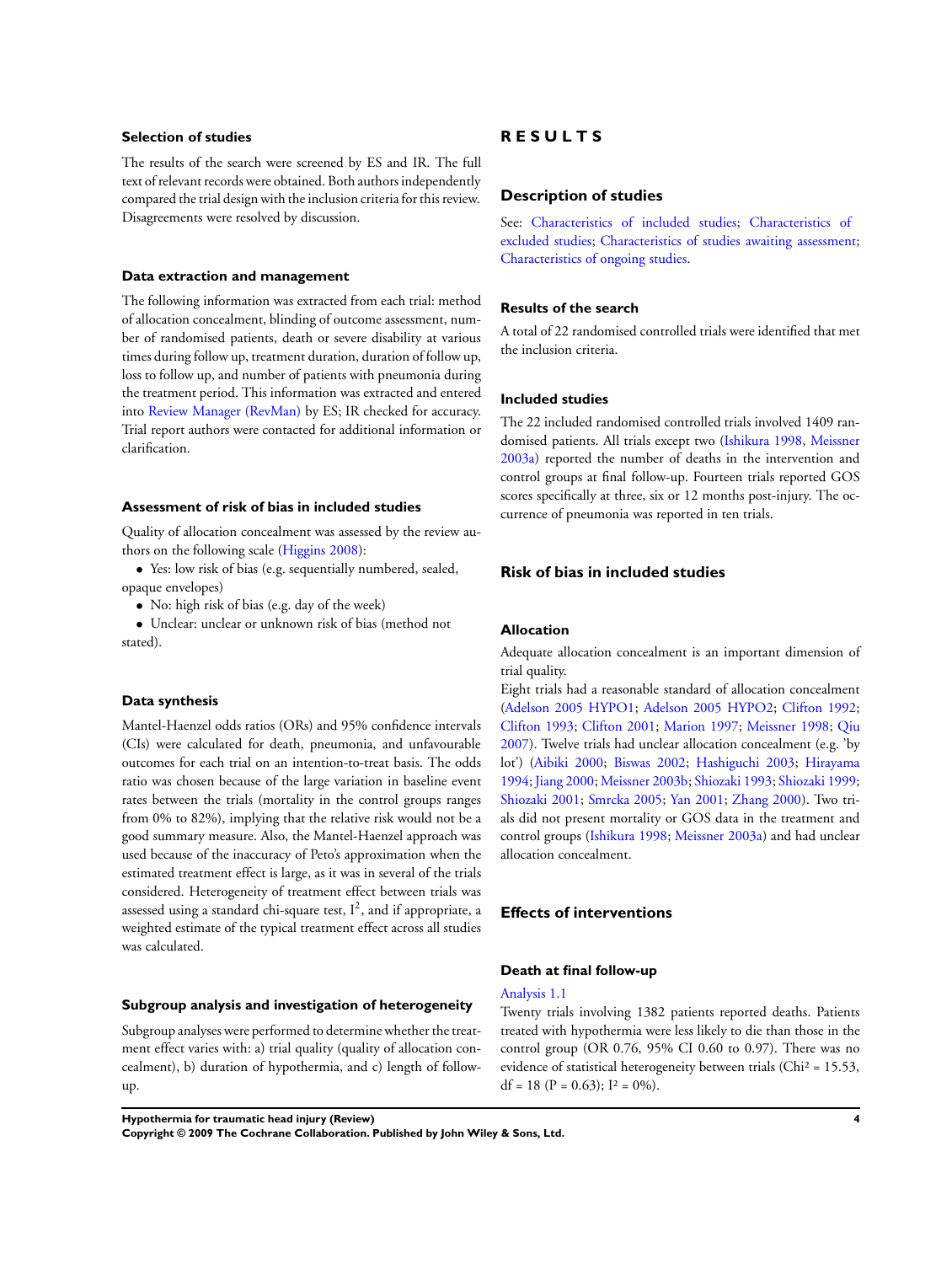### Selection of studies

The results of the search were screened by ES and IR. The full text of relevant records were obtained. Both authors independently compared the trial design with the inclusion criteria for this review. Disagreements were resolved by discussion.

### Data extraction and management

The following information was extracted from each trial: method of allocation concealment, blinding of outcome assessment, number of randomised patients, death or severe disability at various times during follow up, treatment duration, duration of follow up, loss to follow up, and number of patients with pneumonia during the treatment period. This information was extracted and entered into Review Manager (RevMan) by ES; IR checked for accuracy. Trial report authors were contacted for additional information or clarification.

### Assessment of risk of bias in included studies

Quality of allocation concealment was assessed by the review authors on the following scale (Higgins 2008):

- Yes: low risk of bias (e.g. sequentially numbered, sealed, opaque envelopes)
- No: high risk of bias (e.g. day of the week)
- Unclear: unclear or unknown risk of bias (method not stated).

### Data synthesis

Mantel-Haenzel odds ratios (ORs) and 95% confidence intervals (CIs) were calculated for death, pneumonia, and unfavourable outcomes for each trial on an intention-to-treat basis. The odds ratio was chosen because of the large variation in baseline event rates between the trials (mortality in the control groups ranges from 0% to 82%), implying that the relative risk would not be a good summary measure. Also, the Mantel-Haenzel approach was used because of the inaccuracy of Peto's approximation when the estimated treatment effect is large, as it was in several of the trials considered. Heterogeneity of treatment effect between trials was assessed using a standard chi-square test, $I^2$, and if appropriate, a weighted estimate of the typical treatment effect across all studies was calculated.

### Subgroup analysis and investigation of heterogeneity

Subgroup analyses were performed to determine whether the treatment effect varies with: a) trial quality (quality of allocation concealment), b) duration of hypothermia, and c) length of follow-up.

# RESULTS

## Description of studies

See: Characteristics of included studies; Characteristics of excluded studies; Characteristics of studies awaiting assessment; Characteristics of ongoing studies.

### Results of the search

A total of 22 randomised controlled trials were identified that met the inclusion criteria.

### Included studies

The 22 included randomised controlled trials involved 1409 randomised patients. All trials except two (Ishikura 1998, Meissner 2003a) reported the number of deaths in the intervention and control groups at final follow-up. Fourteen trials reported GOS scores specifically at three, six or 12 months post-injury. The occurrence of pneumonia was reported in ten trials.

## Risk of bias in included studies

### Allocation

Adequate allocation concealment is an important dimension of trial quality.

Eight trials had a reasonable standard of allocation concealment (Adelson 2005 HYPO1; Adelson 2005 HYPO2; Clifton 1992; Clifton 1993; Clifton 2001; Marion 1997; Meissner 1998; Qiu 2007). Twelve trials had unclear allocation concealment (e.g. 'by lot') (Aibiki 2000; Biswas 2002; Hashiguchi 2003; Hirayama 1994; Jiang 2000; Meissner 2003b; Shiozaki 1993; Shiozaki 1999; Shiozaki 2001; Smrcka 2005; Yan 2001; Zhang 2000). Two trials did not present mortality or GOS data in the treatment and control groups (Ishikura 1998; Meissner 2003a) and had unclear allocation concealment.

## Effects of interventions

### Death at final follow-up

Analysis 1.1

Twenty trials involving 1382 patients reported deaths. Patients treated with hypothermia were less likely to die than those in the control group (OR 0.76, 95% CI 0.60 to 0.97). There was no evidence of statistical heterogeneity between trials ($Chi^2 = 15.53$, df = 18 ($P = 0.63$); $I^2 = 0\%$).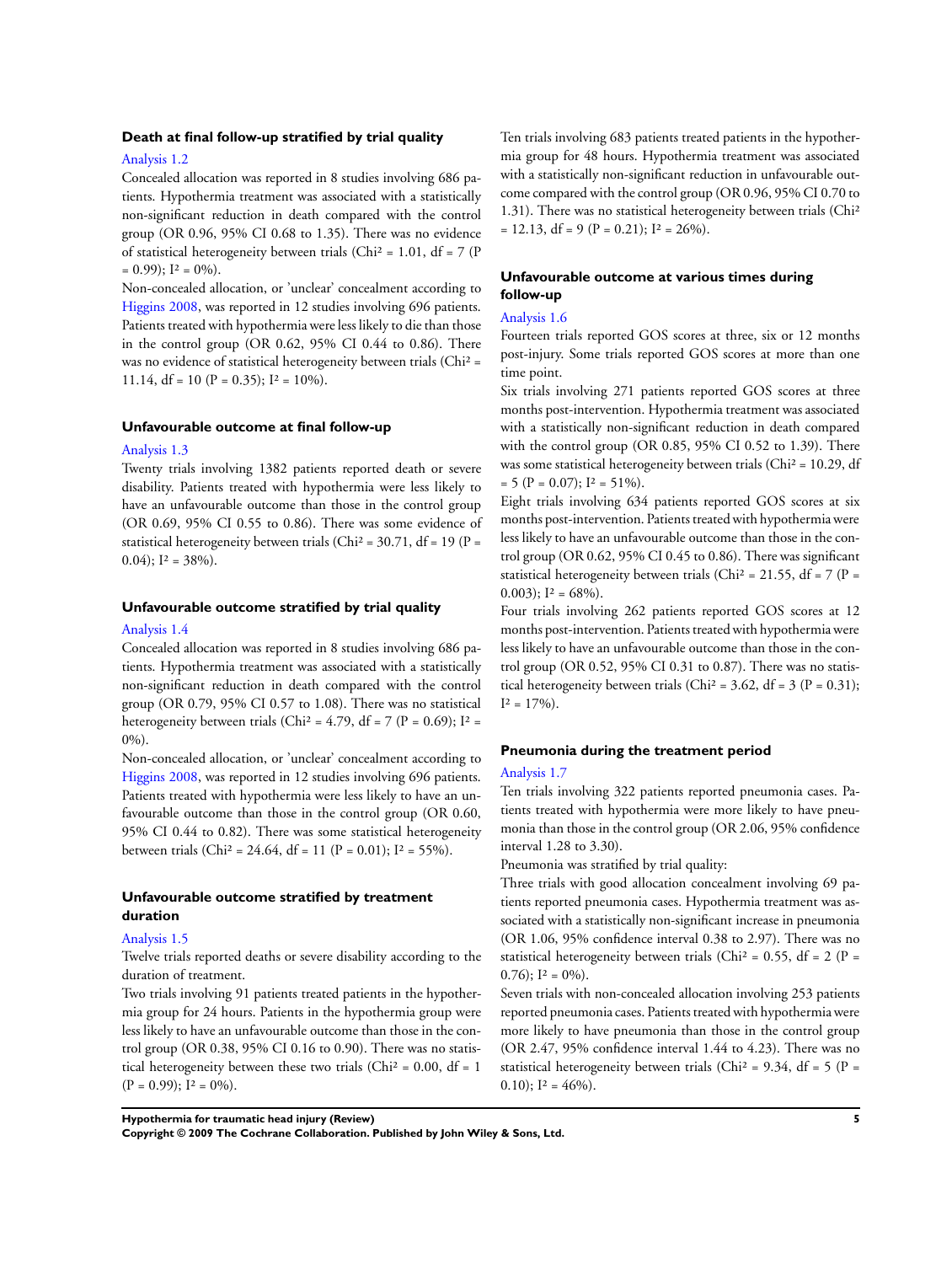### Death at final follow-up stratified by trial quality

Analysis 1.2

Concealed allocation was reported in 8 studies involving 686 patients. Hypothermia treatment was associated with a statistically non-significant reduction in death compared with the control group (OR 0.96, 95% CI 0.68 to 1.35). There was no evidence of statistical heterogeneity between trials ($Chi^2$ = 1.01, df = 7 (P = 0.99); $I^2$ = 0%).

Non-concealed allocation, or 'unclear' concealment according to Higgins 2008, was reported in 12 studies involving 696 patients. Patients treated with hypothermia were less likely to die than those in the control group (OR 0.62, 95% CI 0.44 to 0.86). There was no evidence of statistical heterogeneity between trials ($Chi^2$ = 11.14, df = 10 (P = 0.35); $I^2$ = 10%).

### Unfavourable outcome at final follow-up

Analysis 1.3

Twenty trials involving 1382 patients reported death or severe disability. Patients treated with hypothermia were less likely to have an unfavourable outcome than those in the control group (OR 0.69, 95% CI 0.55 to 0.86). There was some evidence of statistical heterogeneity between trials ($Chi^2$ = 30.71, df = 19 (P = 0.04); $I^2$ = 38%).

### Unfavourable outcome stratified by trial quality

Analysis 1.4

Concealed allocation was reported in 8 studies involving 686 patients. Hypothermia treatment was associated with a statistically non-significant reduction in death compared with the control group (OR 0.79, 95% CI 0.57 to 1.08). There was no statistical heterogeneity between trials ($Chi^2$ = 4.79, df = 7 (P = 0.69); $I^2$ = 0%).

Non-concealed allocation, or 'unclear' concealment according to Higgins 2008, was reported in 12 studies involving 696 patients. Patients treated with hypothermia were less likely to have an unfavourable outcome than those in the control group (OR 0.60, 95% CI 0.44 to 0.82). There was some statistical heterogeneity between trials ($Chi^2$ = 24.64, df = 11 (P = 0.01); $I^2$ = 55%).

### Unfavourable outcome stratified by treatment duration

Analysis 1.5

Twelve trials reported deaths or severe disability according to the duration of treatment.

Two trials involving 91 patients treated patients in the hypothermia group for 24 hours. Patients in the hypothermia group were less likely to have an unfavourable outcome than those in the control group (OR 0.38, 95% CI 0.16 to 0.90). There was no statistical heterogeneity between these two trials ($Chi^2$ = 0.00, df = 1 (P = 0.99); $I^2$ = 0%).

Ten trials involving 683 patients treated patients in the hypothermia group for 48 hours. Hypothermia treatment was associated with a statistically non-significant reduction in unfavourable outcome compared with the control group (OR 0.96, 95% CI 0.70 to 1.31). There was no statistical heterogeneity between trials ($Chi^2$ = 12.13, df = 9 (P = 0.21); $I^2$ = 26%).

### Unfavourable outcome at various times during follow-up

Analysis 1.6

Fourteen trials reported GOS scores at three, six or 12 months post-injury. Some trials reported GOS scores at more than one time point.

Six trials involving 271 patients reported GOS scores at three months post-intervention. Hypothermia treatment was associated with a statistically non-significant reduction in death compared with the control group (OR 0.85, 95% CI 0.52 to 1.39). There was some statistical heterogeneity between trials ($Chi^2$ = 10.29, df = 5 (P = 0.07); $I^2$ = 51%).

Eight trials involving 634 patients reported GOS scores at six months post-intervention. Patients treated with hypothermia were less likely to have an unfavourable outcome than those in the control group (OR 0.62, 95% CI 0.45 to 0.86). There was significant statistical heterogeneity between trials ($Chi^2$ = 21.55, df = 7 (P = 0.003); $I^2$ = 68%).

Four trials involving 262 patients reported GOS scores at 12 months post-intervention. Patients treated with hypothermia were less likely to have an unfavourable outcome than those in the control group (OR 0.52, 95% CI 0.31 to 0.87). There was no statistical heterogeneity between trials ($Chi^2$ = 3.62, df = 3 (P = 0.31); $I^2$ = 17%).

### Pneumonia during the treatment period

Analysis 1.7

Ten trials involving 322 patients reported pneumonia cases. Patients treated with hypothermia were more likely to have pneumonia than those in the control group (OR 2.06, 95% confidence interval 1.28 to 3.30).

Pneumonia was stratified by trial quality:

Three trials with good allocation concealment involving 69 patients reported pneumonia cases. Hypothermia treatment was associated with a statistically non-significant increase in pneumonia (OR 1.06, 95% confidence interval 0.38 to 2.97). There was no statistical heterogeneity between trials ($Chi^2$ = 0.55, df = 2 (P = 0.76); $I^2$ = 0%).

Seven trials with non-concealed allocation involving 253 patients reported pneumonia cases. Patients treated with hypothermia were more likely to have pneumonia than those in the control group (OR 2.47, 95% confidence interval 1.44 to 4.23). There was no statistical heterogeneity between trials ($Chi^2$ = 9.34, df = 5 (P = 0.10); $I^2$ = 46%).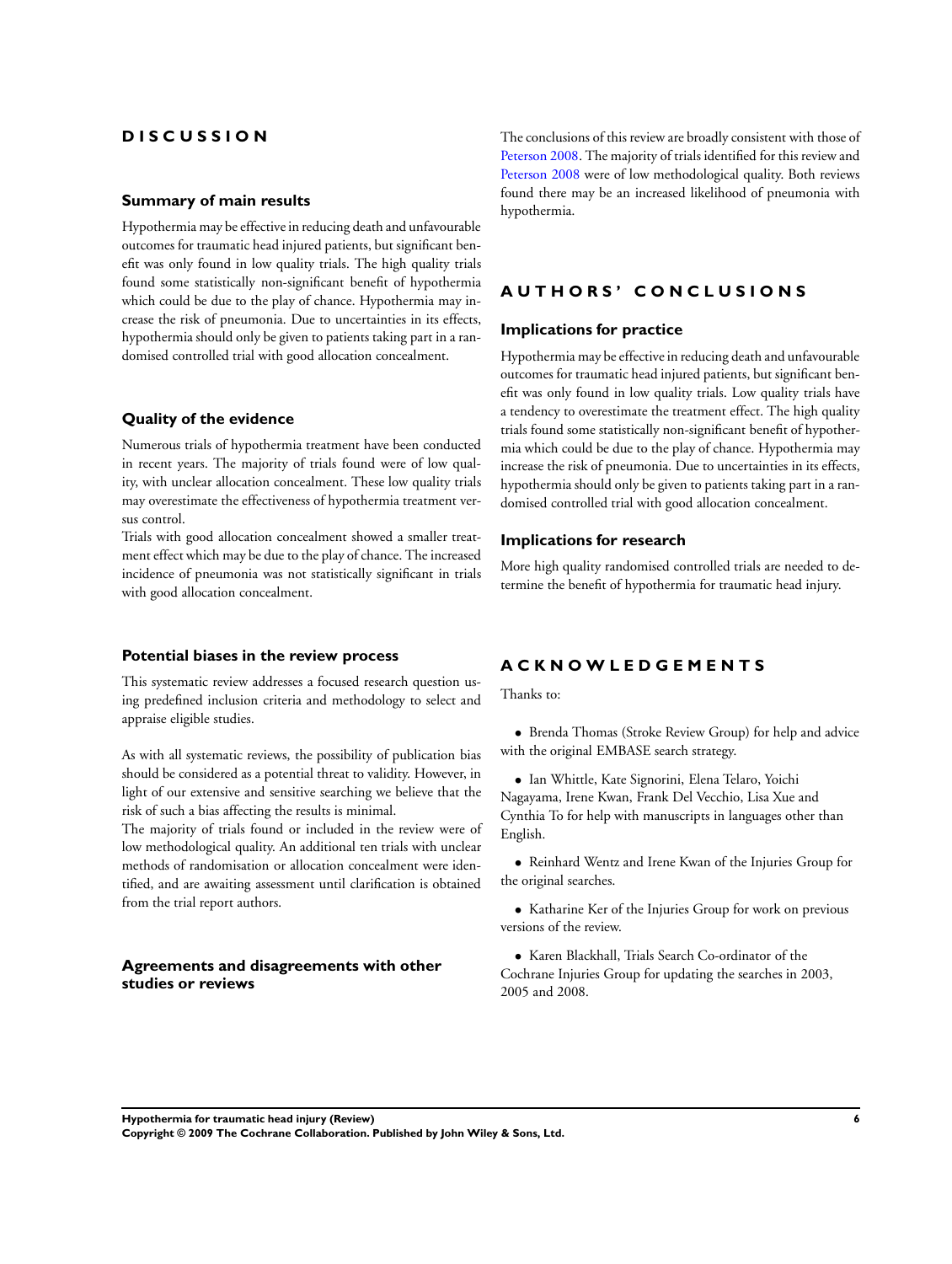# DISCUSSION

## Summary of main results

Hypothermia may be effective in reducing death and unfavourable outcomes for traumatic head injured patients, but significant benefit was only found in low quality trials. The high quality trials found some statistically non-significant benefit of hypothermia which could be due to the play of chance. Hypothermia may increase the risk of pneumonia. Due to uncertainties in its effects, hypothermia should only be given to patients taking part in a randomised controlled trial with good allocation concealment.

## Quality of the evidence

Numerous trials of hypothermia treatment have been conducted in recent years. The majority of trials found were of low quality, with unclear allocation concealment. These low quality trials may overestimate the effectiveness of hypothermia treatment versus control.

Trials with good allocation concealment showed a smaller treatment effect which may be due to the play of chance. The increased incidence of pneumonia was not statistically significant in trials with good allocation concealment.

## Potential biases in the review process

This systematic review addresses a focused research question using predefined inclusion criteria and methodology to select and appraise eligible studies.

As with all systematic reviews, the possibility of publication bias should be considered as a potential threat to validity. However, in light of our extensive and sensitive searching we believe that the risk of such a bias affecting the results is minimal.

The majority of trials found or included in the review were of low methodological quality. An additional ten trials with unclear methods of randomisation or allocation concealment were identified, and are awaiting assessment until clarification is obtained from the trial report authors.

## Agreements and disagreements with other studies or reviews

The conclusions of this review are broadly consistent with those of Peterson 2008. The majority of trials identified for this review and Peterson 2008 were of low methodological quality. Both reviews found there may be an increased likelihood of pneumonia with hypothermia.

# AUTHORS' CONCLUSIONS

## Implications for practice

Hypothermia may be effective in reducing death and unfavourable outcomes for traumatic head injured patients, but significant benefit was only found in low quality trials. Low quality trials have a tendency to overestimate the treatment effect. The high quality trials found some statistically non-significant benefit of hypothermia which could be due to the play of chance. Hypothermia may increase the risk of pneumonia. Due to uncertainties in its effects, hypothermia should only be given to patients taking part in a randomised controlled trial with good allocation concealment.

## Implications for research

More high quality randomised controlled trials are needed to determine the benefit of hypothermia for traumatic head injury.

# ACKNOWLEDGEMENTS

Thanks to:

- Brenda Thomas (Stroke Review Group) for help and advice with the original EMBASE search strategy.
- Ian Whittle, Kate Signorini, Elena Telaro, Yoichi Nagayama, Irene Kwan, Frank Del Vecchio, Lisa Xue and Cynthia To for help with manuscripts in languages other than English.
- Reinhard Wentz and Irene Kwan of the Injuries Group for the original searches.
- Katharine Ker of the Injuries Group for work on previous versions of the review.
- Karen Blackhall, Trials Search Co-ordinator of the Cochrane Injuries Group for updating the searches in 2003, 2005 and 2008.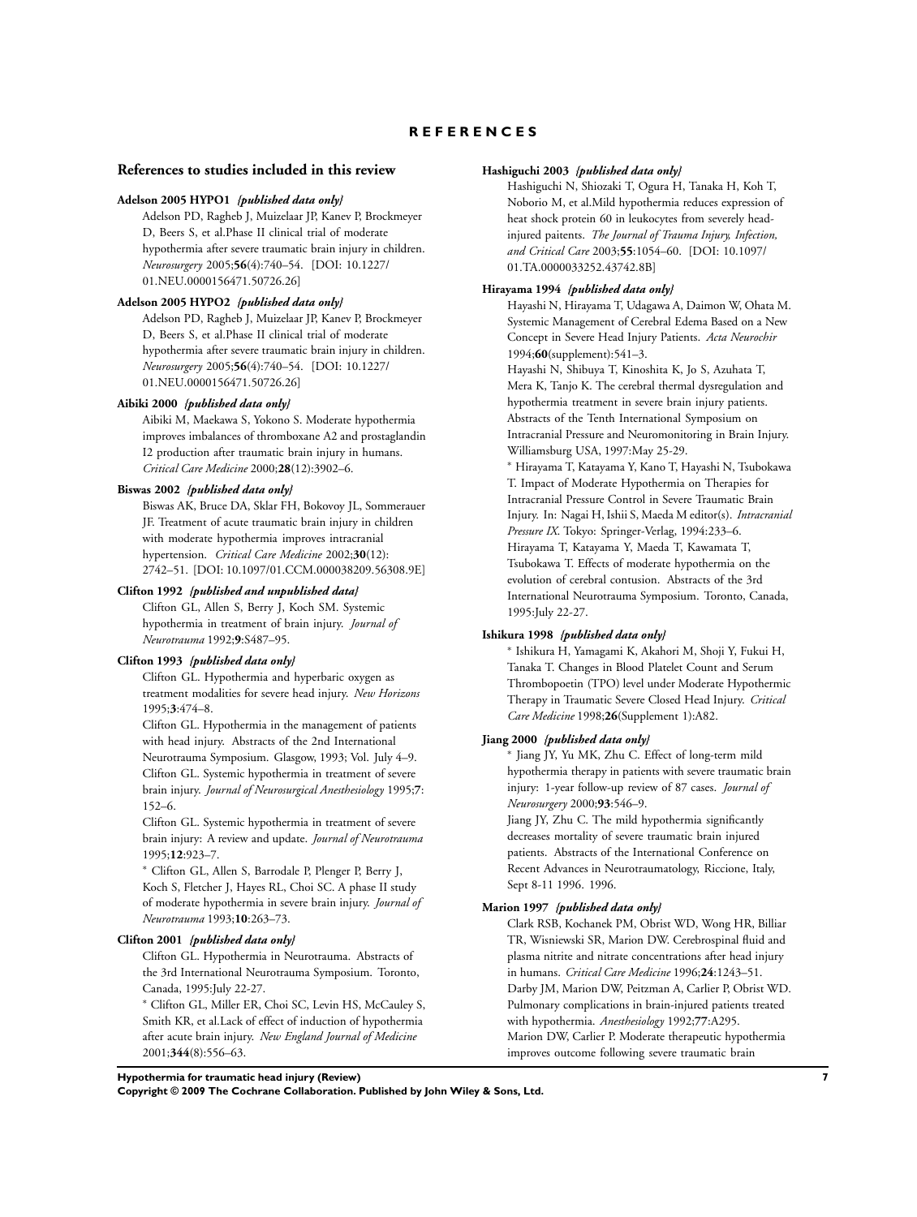# REFERENCES

## References to studies included in this review

**Adelson 2005 HYPO1** *{published data only}*

Adelson PD, Ragheb J, Muizelaar JP, Kanev P, Brockmeyer D, Beers S, et al.Phase II clinical trial of moderate hypothermia after severe traumatic brain injury in children. *Neurosurgery* 2005;**56**(4):740–54. [DOI: 10.1227/01.NEU.0000156471.50726.26]

**Adelson 2005 HYPO2** *{published data only}*

Adelson PD, Ragheb J, Muizelaar JP, Kanev P, Brockmeyer D, Beers S, et al.Phase II clinical trial of moderate hypothermia after severe traumatic brain injury in children. *Neurosurgery* 2005;**56**(4):740–54. [DOI: 10.1227/01.NEU.0000156471.50726.26]

**Aibiki 2000** *{published data only}*

Aibiki M, Maekawa S, Yokono S. Moderate hypothermia improves imbalances of thromboxane A2 and prostaglandin I2 production after traumatic brain injury in humans. *Critical Care Medicine* 2000;**28**(12):3902–6.

**Biswas 2002** *{published data only}*

Biswas AK, Bruce DA, Sklar FH, Bokovoy JL, Sommerauer JF. Treatment of acute traumatic brain injury in children with moderate hypothermia improves intracranial hypertension. *Critical Care Medicine* 2002;**30**(12):2742–51. [DOI: 10.1097/01.CCM.000038209.56308.9E]

**Clifton 1992** *{published and unpublished data}*

Clifton GL, Allen S, Berry J, Koch SM. Systemic hypothermia in treatment of brain injury. *Journal of Neurotrauma* 1992;**9**:S487–95.

**Clifton 1993** *{published data only}*

Clifton GL. Hypothermia and hyperbaric oxygen as treatment modalities for severe head injury. *New Horizons* 1995;**3**:474–8.

Clifton GL. Hypothermia in the management of patients with head injury. Abstracts of the 2nd International Neurotrauma Symposium. Glasgow, 1993; Vol. July 4–9.

Clifton GL. Systemic hypothermia in treatment of severe brain injury. *Journal of Neurosurgical Anesthesiology* 1995;**7**:152–6.

Clifton GL. Systemic hypothermia in treatment of severe brain injury: A review and update. *Journal of Neurotrauma* 1995;**12**:923–7.

* Clifton GL, Allen S, Barrodale P, Plenger P, Berry J, Koch S, Fletcher J, Hayes RL, Choi SC. A phase II study of moderate hypothermia in severe brain injury. *Journal of Neurotrauma* 1993;**10**:263–73.

**Clifton 2001** *{published data only}*

Clifton GL. Hypothermia in Neurotrauma. Abstracts of the 3rd International Neurotrauma Symposium. Toronto, Canada, 1995:July 22-27.

* Clifton GL, Miller ER, Choi SC, Levin HS, McCauley S, Smith KR, et al.Lack of effect of induction of hypothermia after acute brain injury. *New England Journal of Medicine* 2001;**344**(8):556–63.

**Hashiguchi 2003** *{published data only}*

Hashiguchi N, Shiozaki T, Ogura H, Tanaka H, Koh T, Noborio M, et al.Mild hypothermia reduces expression of heat shock protein 60 in leukocytes from severely head-injured paitents. *The Journal of Trauma Injury, Infection, and Critical Care* 2003;**55**:1054–60. [DOI: 10.1097/01.TA.0000033252.43742.8B]

**Hirayama 1994** *{published data only}*

Hayashi N, Hirayama T, Udagawa A, Daimon W, Ohata M. Systemic Management of Cerebral Edema Based on a New Concept in Severe Head Injury Patients. *Acta Neurochir* 1994;**60**(supplement):541–3.

Hayashi N, Shibuya T, Kinoshita K, Jo S, Azuhata T, Mera K, Tanjo K. The cerebral thermal dysregulation and hypothermia treatment in severe brain injury patients. Abstracts of the Tenth International Symposium on Intracranial Pressure and Neuromonitoring in Brain Injury. Williamsburg USA, 1997:May 25-29.

* Hirayama T, Katayama Y, Kano T, Hayashi N, Tsubokawa T. Impact of Moderate Hypothermia on Therapies for Intracranial Pressure Control in Severe Traumatic Brain Injury. In: Nagai H, Ishii S, Maeda M editor(s). *Intracranial Pressure IX*. Tokyo: Springer-Verlag, 1994:233–6.

Hirayama T, Katayama Y, Maeda T, Kawamata T, Tsubokawa T. Effects of moderate hypothermia on the evolution of cerebral contusion. Abstracts of the 3rd International Neurotrauma Symposium. Toronto, Canada, 1995:July 22-27.

**Ishikura 1998** *{published data only}*

* Ishikura H, Yamagami K, Akahori M, Shoji Y, Fukui H, Tanaka T. Changes in Blood Platelet Count and Serum Thrombopoetin (TPO) level under Moderate Hypothermic Therapy in Traumatic Severe Closed Head Injury. *Critical Care Medicine* 1998;**26**(Supplement 1):A82.

**Jiang 2000** *{published data only}*

* Jiang JY, Yu MK, Zhu C. Effect of long-term mild hypothermia therapy in patients with severe traumatic brain injury: 1-year follow-up review of 87 cases. *Journal of Neurosurgery* 2000;**93**:546–9.

Jiang JY, Zhu C. The mild hypothermia significantly decreases mortality of severe traumatic brain injured patients. Abstracts of the International Conference on Recent Advances in Neurotraumatology, Riccione, Italy, Sept 8-11 1996. 1996.

**Marion 1997** *{published data only}*

Clark RSB, Kochanek PM, Obrist WD, Wong HR, Billiar TR, Wisniewski SR, Marion DW. Cerebrospinal fluid and plasma nitrite and nitrate concentrations after head injury in humans. *Critical Care Medicine* 1996;**24**:1243–51.

Darby JM, Marion DW, Peitzman A, Carlier P, Obrist WD. Pulmonary complications in brain-injured patients treated with hypothermia. *Anesthesiology* 1992;**77**:A295.

Marion DW, Carlier P. Moderate therapeutic hypothermia improves outcome following severe traumatic brain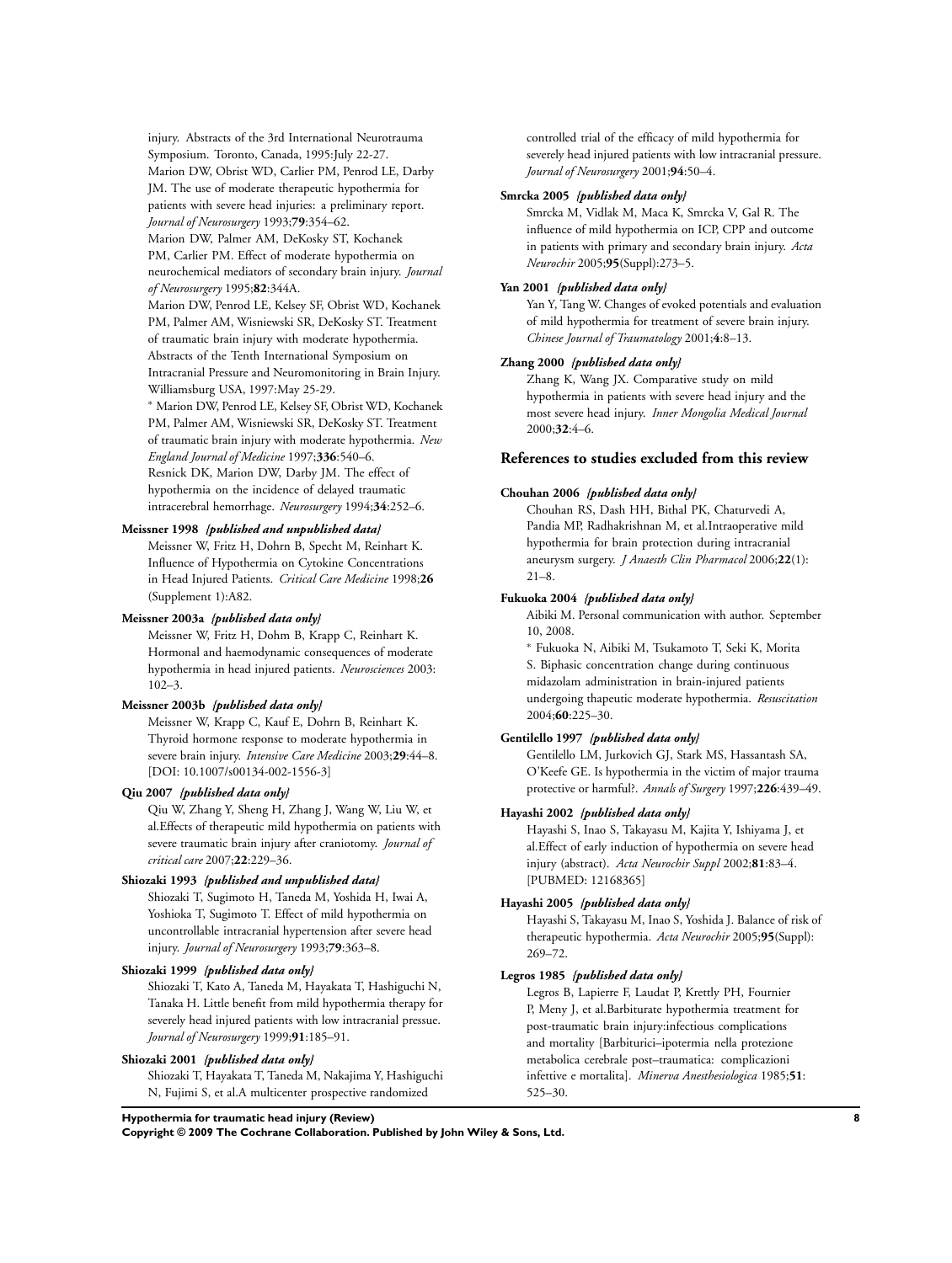injury. Abstracts of the 3rd International Neurotrauma Symposium. Toronto, Canada, 1995:July 22-27.

Marion DW, Obrist WD, Carlier PM, Penrod LE, Darby JM. The use of moderate therapeutic hypothermia for patients with severe head injuries: a preliminary report. *Journal of Neurosurgery* 1993;**79**:354–62.

Marion DW, Palmer AM, DeKosky ST, Kochanek PM, Carlier PM. Effect of moderate hypothermia on neurochemical mediators of secondary brain injury. *Journal of Neurosurgery* 1995;**82**:344A.

Marion DW, Penrod LE, Kelsey SF, Obrist WD, Kochanek PM, Palmer AM, Wisniewski SR, DeKosky ST. Treatment of traumatic brain injury with moderate hypothermia. Abstracts of the Tenth International Symposium on Intracranial Pressure and Neuromonitoring in Brain Injury. Williamsburg USA, 1997:May 25-29.

* Marion DW, Penrod LE, Kelsey SF, Obrist WD, Kochanek PM, Palmer AM, Wisniewski SR, DeKosky ST. Treatment of traumatic brain injury with moderate hypothermia. *New England Journal of Medicine* 1997;**336**:540–6.

Resnick DK, Marion DW, Darby JM. The effect of hypothermia on the incidence of delayed traumatic intracerebral hemorrhage. *Neurosurgery* 1994;**34**:252–6.

**Meissner 1998** *{published and unpublished data}*

Meissner W, Fritz H, Dohrn B, Specht M, Reinhart K. Influence of Hypothermia on Cytokine Concentrations in Head Injured Patients. *Critical Care Medicine* 1998;**26** (Supplement 1):A82.

**Meissner 2003a** *{published data only}*

Meissner W, Fritz H, Dohm B, Krapp C, Reinhart K. Hormonal and haemodynamic consequences of moderate hypothermia in head injured patients. *Neurosciences* 2003: 102–3.

**Meissner 2003b** *{published data only}*

Meissner W, Krapp C, Kauf E, Dohrn B, Reinhart K. Thyroid hormone response to moderate hypothermia in severe brain injury. *Intensive Care Medicine* 2003;**29**:44–8. [DOI: 10.1007/s00134-002-1556-3]

**Qiu 2007** *{published data only}*

Qiu W, Zhang Y, Sheng H, Zhang J, Wang W, Liu W, et al.Effects of therapeutic mild hypothermia on patients with severe traumatic brain injury after craniotomy. *Journal of critical care* 2007;**22**:229–36.

**Shiozaki 1993** *{published and unpublished data}*

Shiozaki T, Sugimoto H, Taneda M, Yoshida H, Iwai A, Yoshioka T, Sugimoto T. Effect of mild hypothermia on uncontrollable intracranial hypertension after severe head injury. *Journal of Neurosurgery* 1993;**79**:363–8.

**Shiozaki 1999** *{published data only}*

Shiozaki T, Kato A, Taneda M, Hayakata T, Hashiguchi N, Tanaka H. Little benefit from mild hypothermia therapy for severely head injured patients with low intracranial pressue. *Journal of Neurosurgery* 1999;**91**:185–91.

**Shiozaki 2001** *{published data only}*

Shiozaki T, Hayakata T, Taneda M, Nakajima Y, Hashiguchi N, Fujimi S, et al.A multicenter prospective randomized controlled trial of the efficacy of mild hypothermia for severely head injured patients with low intracranial pressure. *Journal of Neurosurgery* 2001;**94**:50–4.

**Smrcka 2005** *{published data only}*

Smrcka M, Vidlak M, Maca K, Smrcka V, Gal R. The influence of mild hypothermia on ICP, CPP and outcome in patients with primary and secondary brain injury. *Acta Neurochir* 2005;**95**(Suppl):273–5.

**Yan 2001** *{published data only}*

Yan Y, Tang W. Changes of evoked potentials and evaluation of mild hypothermia for treatment of severe brain injury. *Chinese Journal of Traumatology* 2001;**4**:8–13.

**Zhang 2000** *{published data only}*

Zhang K, Wang JX. Comparative study on mild hypothermia in patients with severe head injury and the most severe head injury. *Inner Mongolia Medical Journal* 2000;**32**:4–6.

## References to studies excluded from this review

**Chouhan 2006** *{published data only}*

Chouhan RS, Dash HH, Bithal PK, Chaturvedi A, Pandia MP, Radhakrishnan M, et al.Intraoperative mild hypothermia for brain protection during intracranial aneurysm surgery. *J Anaesth Clin Pharmacol* 2006;**22**(1): 21–8.

**Fukuoka 2004** *{published data only}*

Aibiki M. Personal communication with author. September 10, 2008.

* Fukuoka N, Aibiki M, Tsukamoto T, Seki K, Morita S. Biphasic concentration change during continuous midazolam administration in brain-injured patients undergoing thapeutic moderate hypothermia. *Resuscitation* 2004;**60**:225–30.

**Gentilello 1997** *{published data only}*

Gentilello LM, Jurkovich GJ, Stark MS, Hassantash SA, O'Keefe GE. Is hypothermia in the victim of major trauma protective or harmful?. *Annals of Surgery* 1997;**226**:439–49.

**Hayashi 2002** *{published data only}*

Hayashi S, Inao S, Takayasu M, Kajita Y, Ishiyama J, et al.Effect of early induction of hypothermia on severe head injury (abstract). *Acta Neurochir Suppl* 2002;**81**:83–4. [PUBMED: 12168365]

**Hayashi 2005** *{published data only}*

Hayashi S, Takayasu M, Inao S, Yoshida J. Balance of risk of therapeutic hypothermia. *Acta Neurochir* 2005;**95**(Suppl): 269–72.

**Legros 1985** *{published data only}*

Legros B, Lapierre F, Laudat P, Krettly PH, Fournier P, Meny J, et al.Barbiturate hypothermia treatment for post-traumatic brain injury:infectious complications and mortality [Barbiturici–ipotermia nella protezione metabolica cerebrale post–traumatica: complicazioni infettive e mortalità]. *Minerva Anesthesiologica* 1985;**51**: 525–30.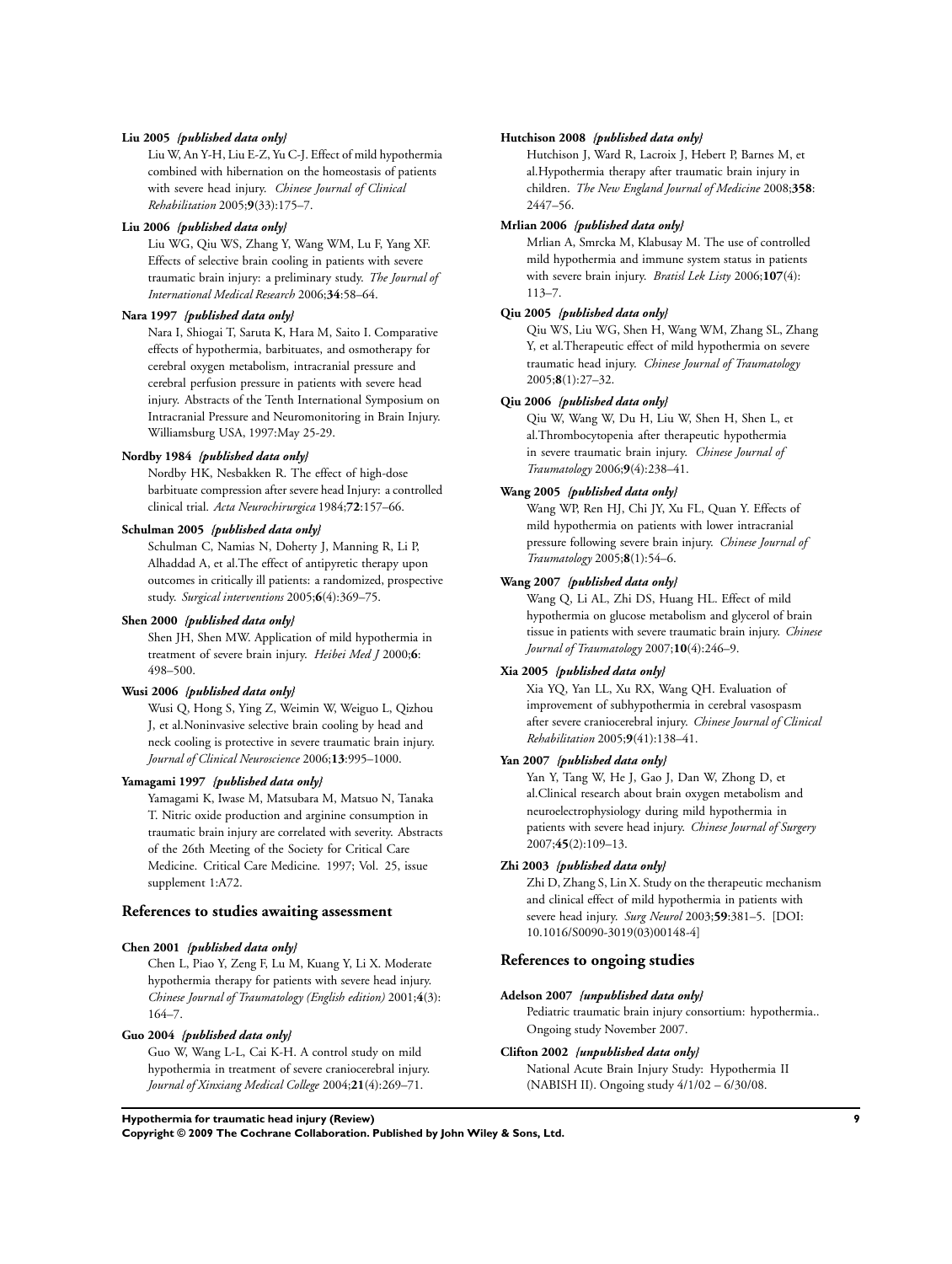**Liu 2005** *{published data only}*

Liu W, An Y-H, Liu E-Z, Yu C-J. Effect of mild hypothermia combined with hibernation on the homeostasis of patients with severe head injury. *Chinese Journal of Clinical Rehabilitation* 2005;**9**(33):175–7.

**Liu 2006** *{published data only}*

Liu WG, Qiu WS, Zhang Y, Wang WM, Lu F, Yang XF. Effects of selective brain cooling in patients with severe traumatic brain injury: a preliminary study. *The Journal of International Medical Research* 2006;**34**:58–64.

**Nara 1997** *{published data only}*

Nara I, Shiogai T, Saruta K, Hara M, Saito I. Comparative effects of hypothermia, barbituates, and osmotherapy for cerebral oxygen metabolism, intracranial pressure and cerebral perfusion pressure in patients with severe head injury. Abstracts of the Tenth International Symposium on Intracranial Pressure and Neuromonitoring in Brain Injury. Williamsburg USA, 1997:May 25-29.

**Nordby 1984** *{published data only}*

Nordby HK, Nesbakken R. The effect of high-dose barbiturate compression after severe head Injury: a controlled clinical trial. *Acta Neurochirurgica* 1984;**72**:157–66.

**Schulman 2005** *{published data only}*

Schulman C, Namias N, Doherty J, Manning R, Li P, Alhaddad A, et al.The effect of antipyretic therapy upon outcomes in critically ill patients: a randomized, prospective study. *Surgical interventions* 2005;**6**(4):369–75.

**Shen 2000** *{published data only}*

Shen JH, Shen MW. Application of mild hypothermia in treatment of severe brain injury. *Heibei Med J* 2000;**6**: 498–500.

**Wusi 2006** *{published data only}*

Wusi Q, Hong S, Ying Z, Weimin W, Weiguo L, Qizhou J, et al.Noninvasive selective brain cooling by head and neck cooling is protective in severe traumatic brain injury. *Journal of Clinical Neuroscience* 2006;**13**:995–1000.

**Yamagami 1997** *{published data only}*

Yamagami K, Iwase M, Matsubara M, Matsuo N, Tanaka T. Nitric oxide production and arginine consumption in traumatic brain injury are correlated with severity. Abstracts of the 26th Meeting of the Society for Critical Care Medicine. Critical Care Medicine. 1997; Vol. 25, issue supplement 1:A72.

## References to studies awaiting assessment

**Chen 2001** *{published data only}*

Chen L, Piao Y, Zeng F, Lu M, Kuang Y, Li X. Moderate hypothermia therapy for patients with severe head injury. *Chinese Journal of Traumatology (English edition)* 2001;**4**(3): 164–7.

**Guo 2004** *{published data only}*

Guo W, Wang L-L, Cai K-H. A control study on mild hypothermia in treatment of severe craniocerebral injury. *Journal of Xinxiang Medical College* 2004;**21**(4):269–71.

**Hutchison 2008** *{published data only}*

Hutchison J, Ward R, Lacroix J, Hebert P, Barnes M, et al.Hypothermia therapy after traumatic brain injury in children. *The New England Journal of Medicine* 2008;**358**: 2447–56.

**Mrlian 2006** *{published data only}*

Mrlian A, Smrcka M, Klabusay M. The use of controlled mild hypothermia and immune system status in patients with severe brain injury. *Bratisl Lek Listy* 2006;**107**(4): 113–7.

**Qiu 2005** *{published data only}*

Qiu WS, Liu WG, Shen H, Wang WM, Zhang SL, Zhang Y, et al.Therapeutic effect of mild hypothermia on severe traumatic head injury. *Chinese Journal of Traumatology* 2005;**8**(1):27–32.

**Qiu 2006** *{published data only}*

Qiu W, Wang W, Du H, Liu W, Shen H, Shen L, et al.Thrombocytopenia after therapeutic hypothermia in severe traumatic brain injury. *Chinese Journal of Traumatology* 2006;**9**(4):238–41.

**Wang 2005** *{published data only}*

Wang WP, Ren HJ, Chi JY, Xu FL, Quan Y. Effects of mild hypothermia on patients with lower intracranial pressure following severe brain injury. *Chinese Journal of Traumatology* 2005;**8**(1):54–6.

**Wang 2007** *{published data only}*

Wang Q, Li AL, Zhi DS, Huang HL. Effect of mild hypothermia on glucose metabolism and glycerol of brain tissue in patients with severe traumatic brain injury. *Chinese Journal of Traumatology* 2007;**10**(4):246–9.

**Xia 2005** *{published data only}*

Xia YQ, Yan LL, Xu RX, Wang QH. Evaluation of improvement of subhypothermia in cerebral vasospasm after severe craniocerebral injury. *Chinese Journal of Clinical Rehabilitation* 2005;**9**(41):138–41.

**Yan 2007** *{published data only}*

Yan Y, Tang W, He J, Gao J, Dan W, Zhong D, et al.Clinical research about brain oxygen metabolism and neuroelectrophysiology during mild hypothermia in patients with severe head injury. *Chinese Journal of Surgery* 2007;**45**(2):109–13.

**Zhi 2003** *{published data only}*

Zhi D, Zhang S, Lin X. Study on the therapeutic mechanism and clinical effect of mild hypothermia in patients with severe head injury. *Surg Neurol* 2003;**59**:381–5. [DOI: 10.1016/S0090-3019(03)00148-4]

## References to ongoing studies

**Adelson 2007** *{unpublished data only}*

Pediatric traumatic brain injury consortium: hypothermia.. Ongoing study November 2007.

**Clifton 2002** *{unpublished data only}*

National Acute Brain Injury Study: Hypothermia II (NABISH II). Ongoing study 4/1/02 – 6/30/08.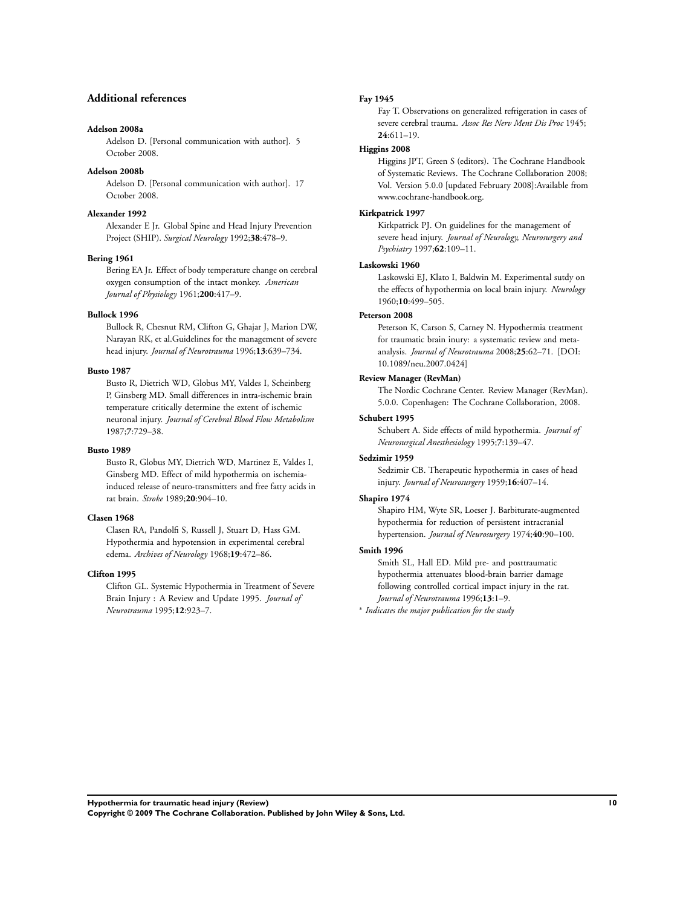## Additional references

**Adelson 2008a**

Adelson D. [Personal communication with author]. 5 October 2008.

**Adelson 2008b**

Adelson D. [Personal communication with author]. 17 October 2008.

**Alexander 1992**

Alexander E Jr. Global Spine and Head Injury Prevention Project (SHIP). *Surgical Neurology* 1992;**38**:478–9.

**Bering 1961**

Bering EA Jr. Effect of body temperature change on cerebral oxygen consumption of the intact monkey. *American Journal of Physiology* 1961;**200**:417–9.

**Bullock 1996**

Bullock R, Chesnut RM, Clifton G, Ghajar J, Marion DW, Narayan RK, et al.Guidelines for the management of severe head injury. *Journal of Neurotrauma* 1996;**13**:639–734.

**Busto 1987**

Busto R, Dietrich WD, Globus MY, Valdes I, Scheinberg P, Ginsberg MD. Small differences in intra-ischemic brain temperature critically determine the extent of ischemic neuronal injury. *Journal of Cerebral Blood Flow Metabolism* 1987;**7**:729–38.

**Busto 1989**

Busto R, Globus MY, Dietrich WD, Martinez E, Valdes I, Ginsberg MD. Effect of mild hypothermia on ischemia-induced release of neuro-transmitters and free fatty acids in rat brain. *Stroke* 1989;**20**:904–10.

**Clasen 1968**

Clasen RA, Pandolfi S, Russell J, Stuart D, Hass GM. Hypothermia and hypotension in experimental cerebral edema. *Archives of Neurology* 1968;**19**:472–86.

**Clifton 1995**

Clifton GL. Systemic Hypothermia in Treatment of Severe Brain Injury : A Review and Update 1995. *Journal of Neurotrauma* 1995;**12**:923–7.

**Fay 1945**

Fay T. Observations on generalized refrigeration in cases of severe cerebral trauma. *Assoc Res Nerv Ment Dis Proc* 1945; **24**:611–19.

**Higgins 2008**

Higgins JPT, Green S (editors). The Cochrane Handbook of Systematic Reviews. The Cochrane Collaboration 2008; Vol. Version 5.0.0 [updated February 2008]:Available from www.cochrane-handbook.org.

**Kirkpatrick 1997**

Kirkpatrick PJ. On guidelines for the management of severe head injury. *Journal of Neurology, Neurosurgery and Psychiatry* 1997;**62**:109–11.

**Laskowski 1960**

Laskowski EJ, Klato I, Baldwin M. Experimental sutdy on the effects of hypothermia on local brain injury. *Neurology* 1960;**10**:499–505.

**Peterson 2008**

Peterson K, Carson S, Carney N. Hypothermia treatment for traumatic brain inury: a systematic review and meta-analysis. *Journal of Neurotrauma* 2008;**25**:62–71. [DOI: 10.1089/neu.2007.0424]

**Review Manager (RevMan)**

The Nordic Cochrane Center. Review Manager (RevMan). 5.0.0. Copenhagen: The Cochrane Collaboration, 2008.

**Schubert 1995**

Schubert A. Side effects of mild hypothermia. *Journal of Neurosurgical Anesthesiology* 1995;**7**:139–47.

**Sedzimir 1959**

Sedzimir CB. Therapeutic hypothermia in cases of head injury. *Journal of Neurosurgery* 1959;**16**:407–14.

**Shapiro 1974**

Shapiro HM, Wyte SR, Loeser J. Barbiturate-augmented hypothermia for reduction of persistent intracranial hypertension. *Journal of Neurosurgery* 1974;**40**:90–100.

**Smith 1996**

Smith SL, Hall ED. Mild pre- and posttraumatic hypothermia attenuates blood-brain barrier damage following controlled cortical impact injury in the rat. *Journal of Neurotrauma* 1996;**13**:1–9.

* *Indicates the major publication for the study*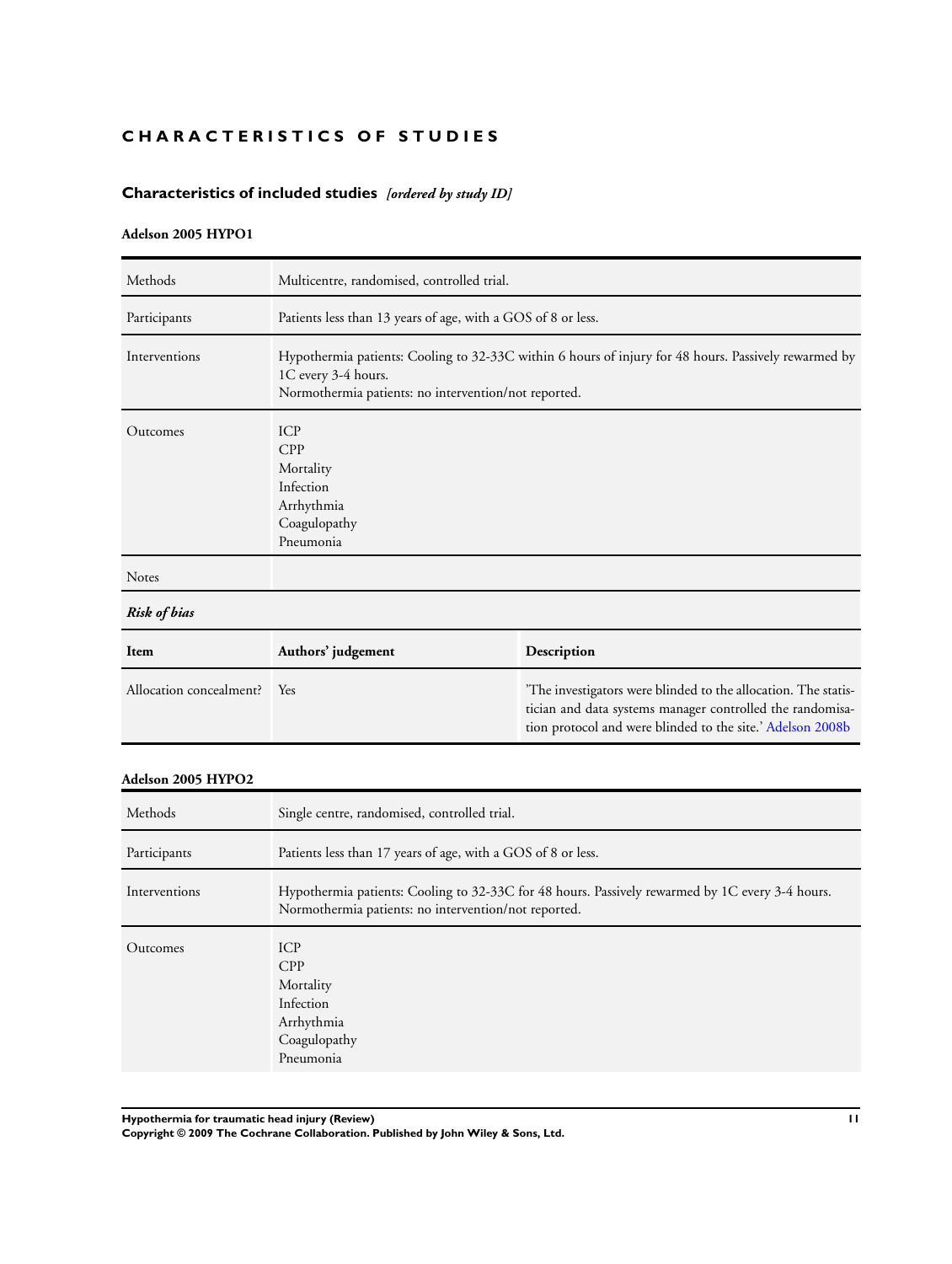# CHARACTERISTICS OF STUDIES

## Characteristics of included studies *[ordered by study ID]*

### Adelson 2005 HYPO1

| | |
|---|---|
| Methods | Multicentre, randomised, controlled trial. |
| Participants | Patients less than 13 years of age, with a GOS of 8 or less. |
| Interventions | Hypothermia patients: Cooling to 32-33C within 6 hours of injury for 48 hours. Passively rewarmed by 1C every 3-4 hours.<br>Normothermia patients: no intervention/not reported. |
| Outcomes | ICP<br>CPP<br>Mortality<br>Infection<br>Arrhythmia<br>Coagulopathy<br>Pneumonia |
| Notes | |

***Risk of bias***

| Item | Authors' judgement | Description |
|---|---|---|
| Allocation concealment? | Yes | 'The investigators were blinded to the allocation. The statistician and data systems manager controlled the randomisation protocol and were blinded to the site.' Adelson 2008b |

### Adelson 2005 HYPO2

| | |
|---|---|
| Methods | Single centre, randomised, controlled trial. |
| Participants | Patients less than 17 years of age, with a GOS of 8 or less. |
| Interventions | Hypothermia patients: Cooling to 32-33C for 48 hours. Passively rewarmed by 1C every 3-4 hours.<br>Normothermia patients: no intervention/not reported. |
| Outcomes | ICP<br>CPP<br>Mortality<br>Infection<br>Arrhythmia<br>Coagulopathy<br>Pneumonia |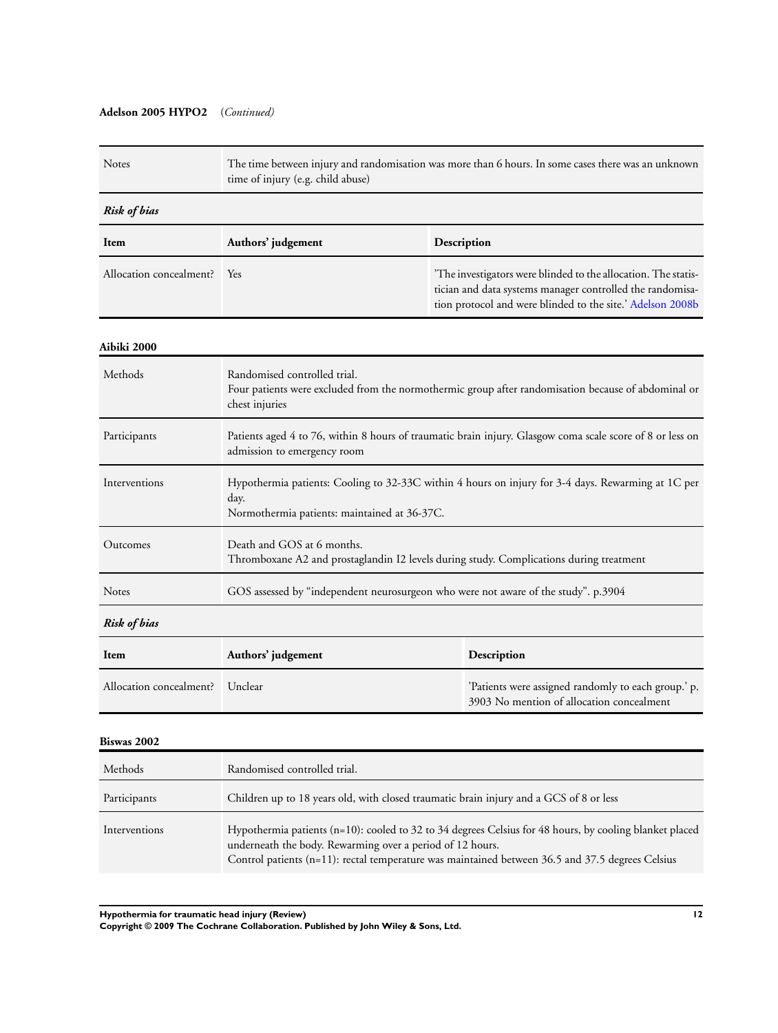**Adelson 2005 HYPO2** (*Continued*)

| Notes | The time between injury and randomisation was more than 6 hours. In some cases there was an unknown time of injury (e.g. child abuse) |
|---|---|

***Risk of bias***

| Item | Authors' judgement | Description |
|---|---|---|
| Allocation concealment? | Yes | 'The investigators were blinded to the allocation. The statistician and data systems manager controlled the randomisation protocol and were blinded to the site.' Adelson 2008b |

**Aibiki 2000**

| Methods | Randomised controlled trial.<br>Four patients were excluded from the normothermic group after randomisation because of abdominal or chest injuries |
|---|---|
| Participants | Patients aged 4 to 76, within 8 hours of traumatic brain injury. Glasgow coma scale score of 8 or less on admission to emergency room |
| Interventions | Hypothermia patients: Cooling to 32-33C within 4 hours on injury for 3-4 days. Rewarming at 1C per day.<br>Normothermia patients: maintained at 36-37C. |
| Outcomes | Death and GOS at 6 months.<br>Thromboxane A2 and prostaglandin I2 levels during study. Complications during treatment |
| Notes | GOS assessed by "independent neurosurgeon who were not aware of the study". p.3904 |

***Risk of bias***

| Item | Authors' judgement | Description |
|---|---|---|
| Allocation concealment? | Unclear | 'Patients were assigned randomly to each group.' p. 3903 No mention of allocation concealment |

**Biswas 2002**

| Methods | Randomised controlled trial. |
|---|---|
| Participants | Children up to 18 years old, with closed traumatic brain injury and a GCS of 8 or less |
| Interventions | Hypothermia patients (n=10): cooled to 32 to 34 degrees Celsius for 48 hours, by cooling blanket placed underneath the body. Rewarming over a period of 12 hours.<br>Control patients (n=11): rectal temperature was maintained between 36.5 and 37.5 degrees Celsius |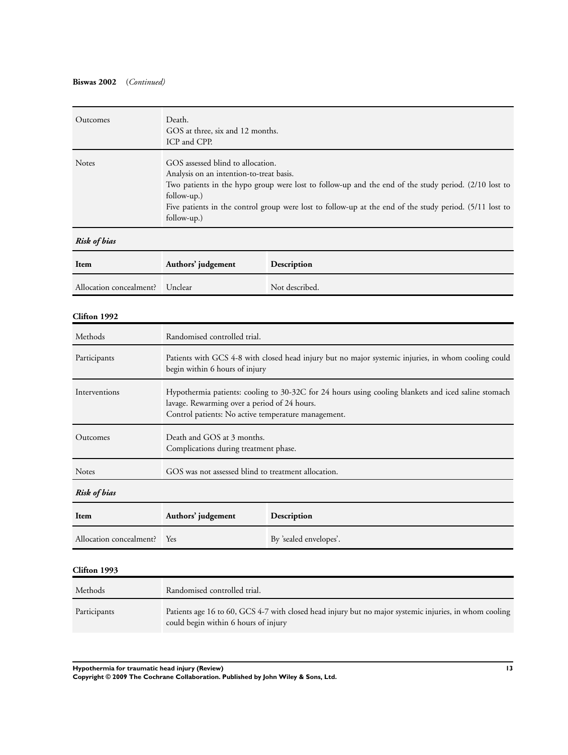**Biswas 2002** (*Continued*)

| | |
|---|---|
| Outcomes | Death.<br>GOS at three, six and 12 months.<br>ICP and CPP. |
| Notes | GOS assessed blind to allocation.<br>Analysis on an intention-to-treat basis.<br>Two patients in the hypo group were lost to follow-up and the end of the study period. (2/10 lost to follow-up.)<br>Five patients in the control group were lost to follow-up at the end of the study period. (5/11 lost to follow-up.) |

***Risk of bias***

| Item | Authors' judgement | Description |
|---|---|---|
| Allocation concealment? | Unclear | Not described. |

**Clifton 1992**

| | |
|---|---|
| Methods | Randomised controlled trial. |
| Participants | Patients with GCS 4-8 with closed head injury but no major systemic injuries, in whom cooling could begin within 6 hours of injury |
| Interventions | Hypothermia patients: cooling to 30-32C for 24 hours using cooling blankets and iced saline stomach lavage. Rewarming over a period of 24 hours.<br>Control patients: No active temperature management. |
| Outcomes | Death and GOS at 3 months.<br>Complications during treatment phase. |
| Notes | GOS was not assessed blind to treatment allocation. |

***Risk of bias***

| Item | Authors' judgement | Description |
|---|---|---|
| Allocation concealment? | Yes | By 'sealed envelopes'. |

**Clifton 1993**

| | |
|---|---|
| Methods | Randomised controlled trial. |
| Participants | Patients age 16 to 60, GCS 4-7 with closed head injury but no major systemic injuries, in whom cooling could begin within 6 hours of injury |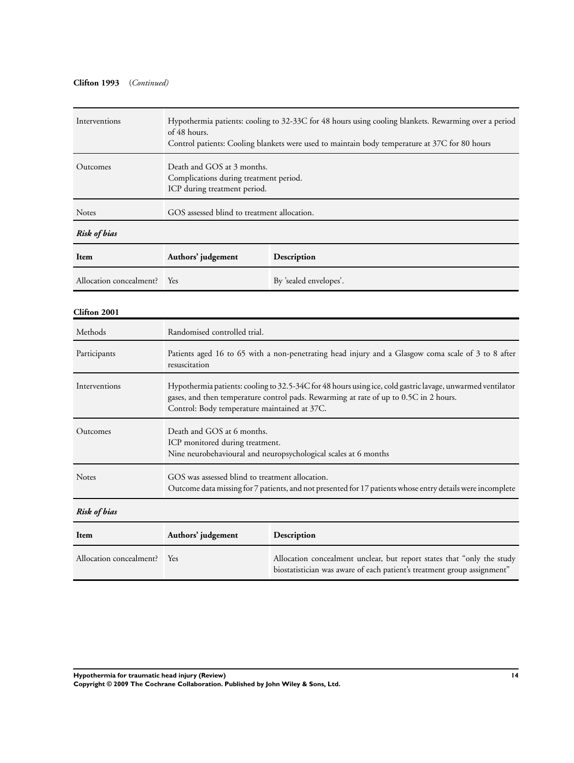**Clifton 1993** (*Continued*)

| | |
|---|---|
| Interventions | Hypothermia patients: cooling to 32-33C for 48 hours using cooling blankets. Rewarming over a period of 48 hours.<br>Control patients: Cooling blankets were used to maintain body temperature at 37C for 80 hours |
| Outcomes | Death and GOS at 3 months.<br>Complications during treatment period.<br>ICP during treatment period. |
| Notes | GOS assessed blind to treatment allocation. |

***Risk of bias***

| Item | Authors' judgement | Description |
|---|---|---|
| Allocation concealment? | Yes | By 'sealed envelopes'. |

**Clifton 2001**

| | |
|---|---|
| Methods | Randomised controlled trial. |
| Participants | Patients aged 16 to 65 with a non-penetrating head injury and a Glasgow coma scale of 3 to 8 after resuscitation |
| Interventions | Hypothermia patients: cooling to 32.5-34C for 48 hours using ice, cold gastric lavage, unwarmed ventilator gases, and then temperature control pads. Rewarming at rate of up to 0.5C in 2 hours.<br>Control: Body temperature maintained at 37C. |
| Outcomes | Death and GOS at 6 months.<br>ICP monitored during treatment.<br>Nine neurobehavioural and neuropsychological scales at 6 months |
| Notes | GOS was assessed blind to treatment allocation.<br>Outcome data missing for 7 patients, and not presented for 17 patients whose entry details were incomplete |

***Risk of bias***

| Item | Authors' judgement | Description |
|---|---|---|
| Allocation concealment? | Yes | Allocation concealment unclear, but report states that "only the study biostatistician was aware of each patient's treatment group assignment" |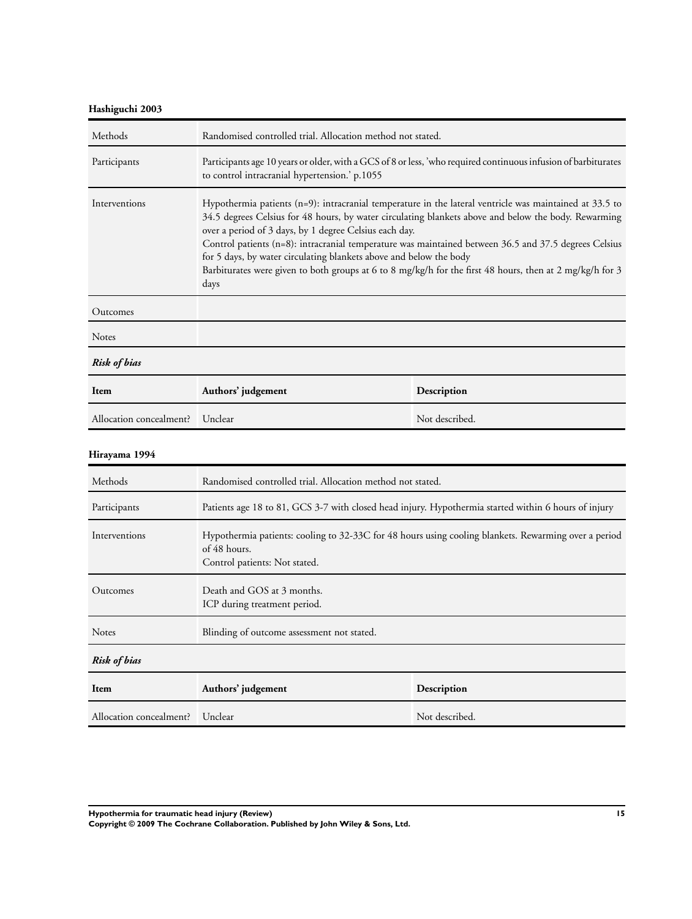**Hashiguchi 2003**

| Methods | Randomised controlled trial. Allocation method not stated. |
|---|---|
| Participants | Participants age 10 years or older, with a GCS of 8 or less, 'who required continuous infusion of barbiturates to control intracranial hypertension.' p.1055 |
| Interventions | Hypothermia patients (n=9): intracranial temperature in the lateral ventricle was maintained at 33.5 to 34.5 degrees Celsius for 48 hours, by water circulating blankets above and below the body. Rewarming over a period of 3 days, by 1 degree Celsius each day.<br>Control patients (n=8): intracranial temperature was maintained between 36.5 and 37.5 degrees Celsius for 5 days, by water circulating blankets above and below the body<br>Barbiturates were given to both groups at 6 to 8 mg/kg/h for the first 48 hours, then at 2 mg/kg/h for 3 days |
| Outcomes | |
| Notes | |

*Risk of bias*

| Item | Authors' judgement | Description |
|---|---|---|
| Allocation concealment? | Unclear | Not described. |

**Hirayama 1994**

| Methods | Randomised controlled trial. Allocation method not stated. |
|---|---|
| Participants | Patients age 18 to 81, GCS 3-7 with closed head injury. Hypothermia started within 6 hours of injury |
| Interventions | Hypothermia patients: cooling to 32-33C for 48 hours using cooling blankets. Rewarming over a period of 48 hours.<br>Control patients: Not stated. |
| Outcomes | Death and GOS at 3 months.<br>ICP during treatment period. |
| Notes | Blinding of outcome assessment not stated. |

*Risk of bias*

| Item | Authors' judgement | Description |
|---|---|---|
| Allocation concealment? | Unclear | Not described. |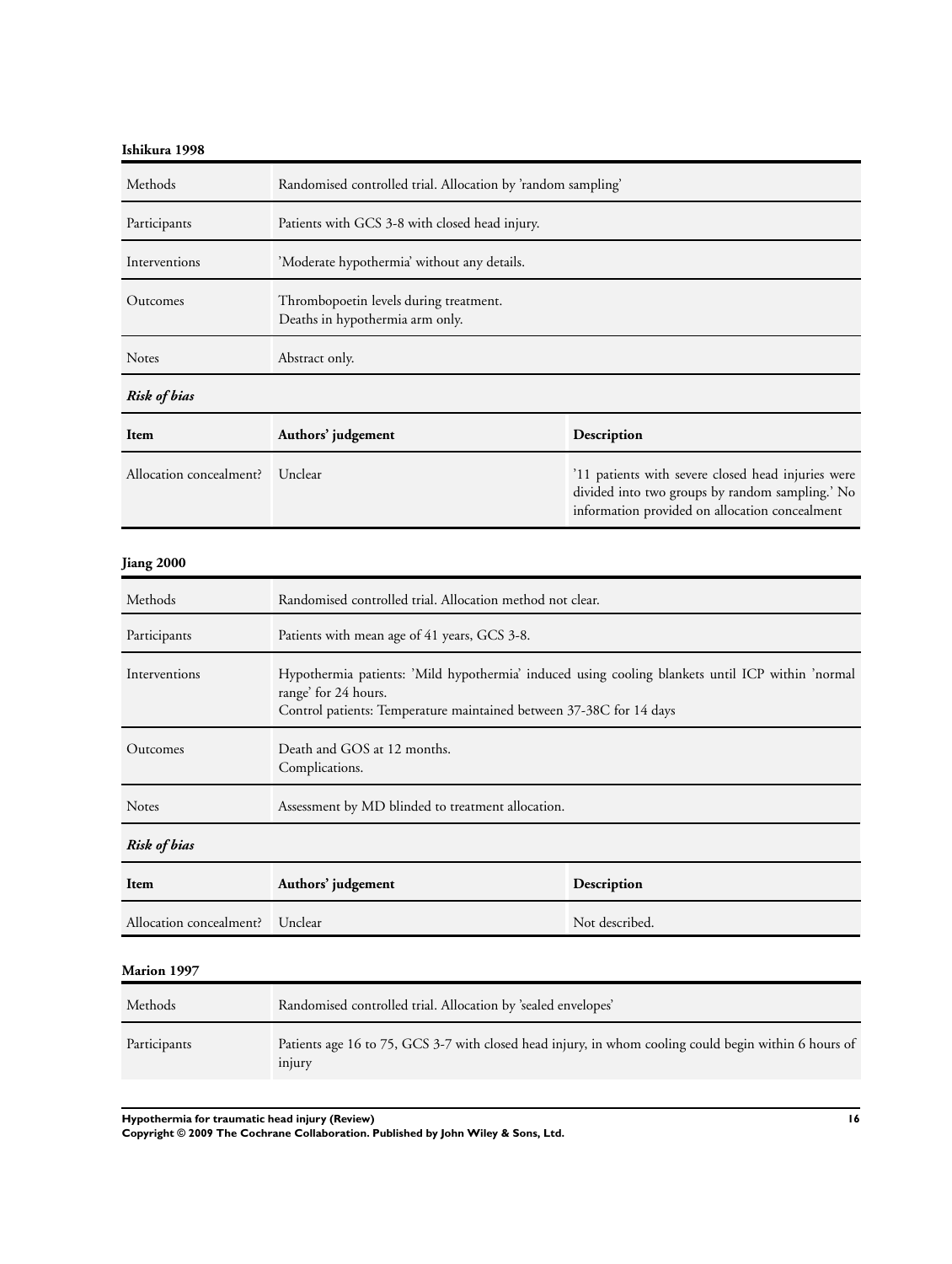**Ishikura 1998**

| Methods | Randomised controlled trial. Allocation by 'random sampling' |
|---|---|
| Participants | Patients with GCS 3-8 with closed head injury. |
| Interventions | 'Moderate hypothermia' without any details. |
| Outcomes | Thrombopoetin levels during treatment.<br>Deaths in hypothermia arm only. |
| Notes | Abstract only. |

***Risk of bias***

| Item | Authors' judgement | Description |
|---|---|---|
| Allocation concealment? | Unclear | '11 patients with severe closed head injuries were divided into two groups by random sampling.' No information provided on allocation concealment |

**Jiang 2000**

| Methods | Randomised controlled trial. Allocation method not clear. |
|---|---|
| Participants | Patients with mean age of 41 years, GCS 3-8. |
| Interventions | Hypothermia patients: 'Mild hypothermia' induced using cooling blankets until ICP within 'normal range' for 24 hours.<br>Control patients: Temperature maintained between 37-38C for 14 days |
| Outcomes | Death and GOS at 12 months.<br>Complications. |
| Notes | Assessment by MD blinded to treatment allocation. |

***Risk of bias***

| Item | Authors' judgement | Description |
|---|---|---|
| Allocation concealment? | Unclear | Not described. |

**Marion 1997**

| Methods | Randomised controlled trial. Allocation by 'sealed envelopes' |
|---|---|
| Participants | Patients age 16 to 75, GCS 3-7 with closed head injury, in whom cooling could begin within 6 hours of injury |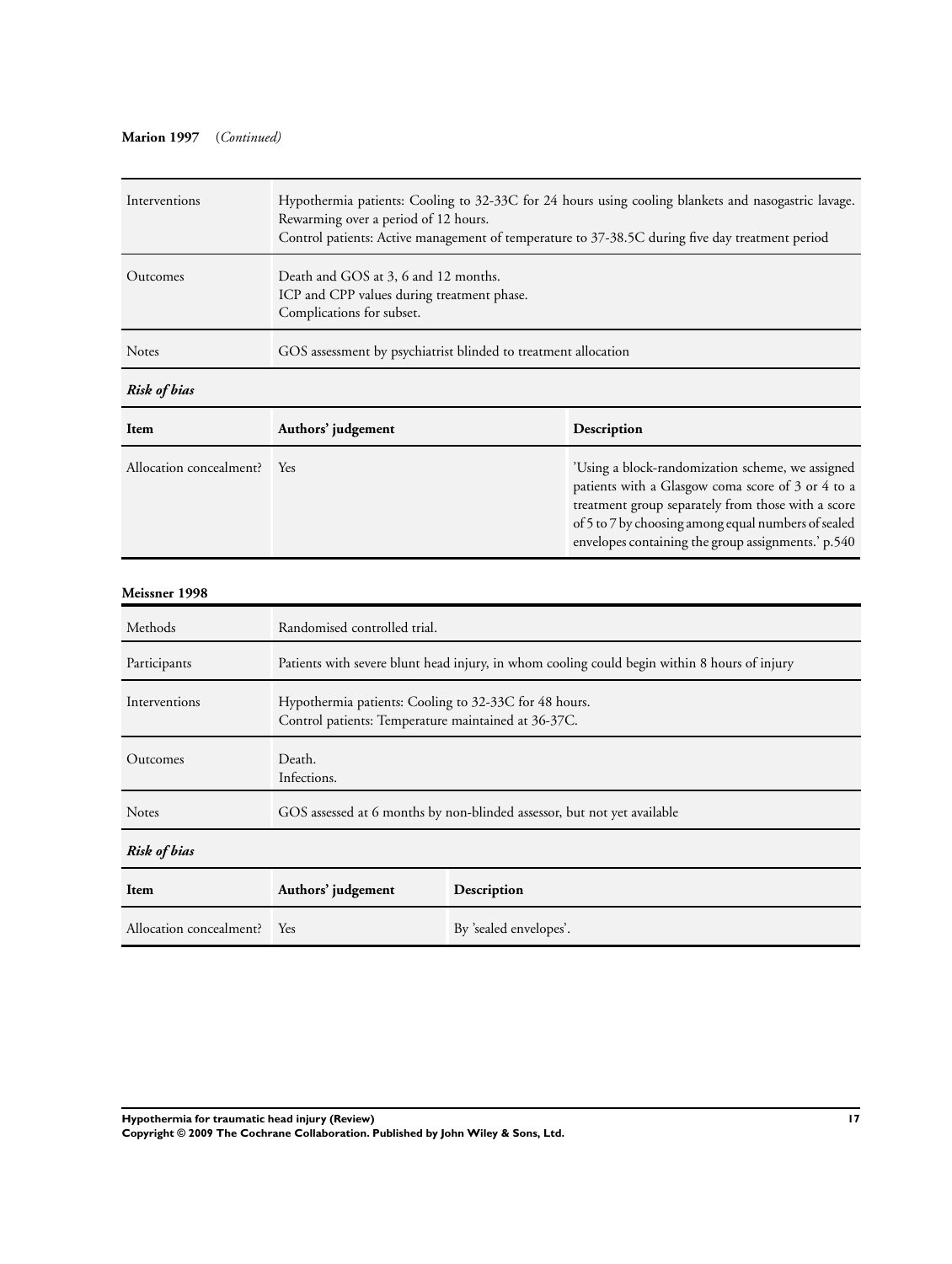**Marion 1997** (*Continued*)

| | |
|---|---|
| Interventions | Hypothermia patients: Cooling to 32-33C for 24 hours using cooling blankets and nasogastric lavage.<br>Rewarming over a period of 12 hours.<br>Control patients: Active management of temperature to 37-38.5C during five day treatment period |
| Outcomes | Death and GOS at 3, 6 and 12 months.<br>ICP and CPP values during treatment phase.<br>Complications for subset. |
| Notes | GOS assessment by psychiatrist blinded to treatment allocation |

***Risk of bias***

| Item | Authors' judgement | Description |
|---|---|---|
| Allocation concealment? | Yes | 'Using a block-randomization scheme, we assigned patients with a Glasgow coma score of 3 or 4 to a treatment group separately from those with a score of 5 to 7 by choosing among equal numbers of sealed envelopes containing the group assignments.' p.540 |

**Meissner 1998**

| | |
|---|---|
| Methods | Randomised controlled trial. |
| Participants | Patients with severe blunt head injury, in whom cooling could begin within 8 hours of injury |
| Interventions | Hypothermia patients: Cooling to 32-33C for 48 hours.<br>Control patients: Temperature maintained at 36-37C. |
| Outcomes | Death.<br>Infections. |
| Notes | GOS assessed at 6 months by non-blinded assessor, but not yet available |

***Risk of bias***

| Item | Authors' judgement | Description |
|---|---|---|
| Allocation concealment? | Yes | By 'sealed envelopes'. |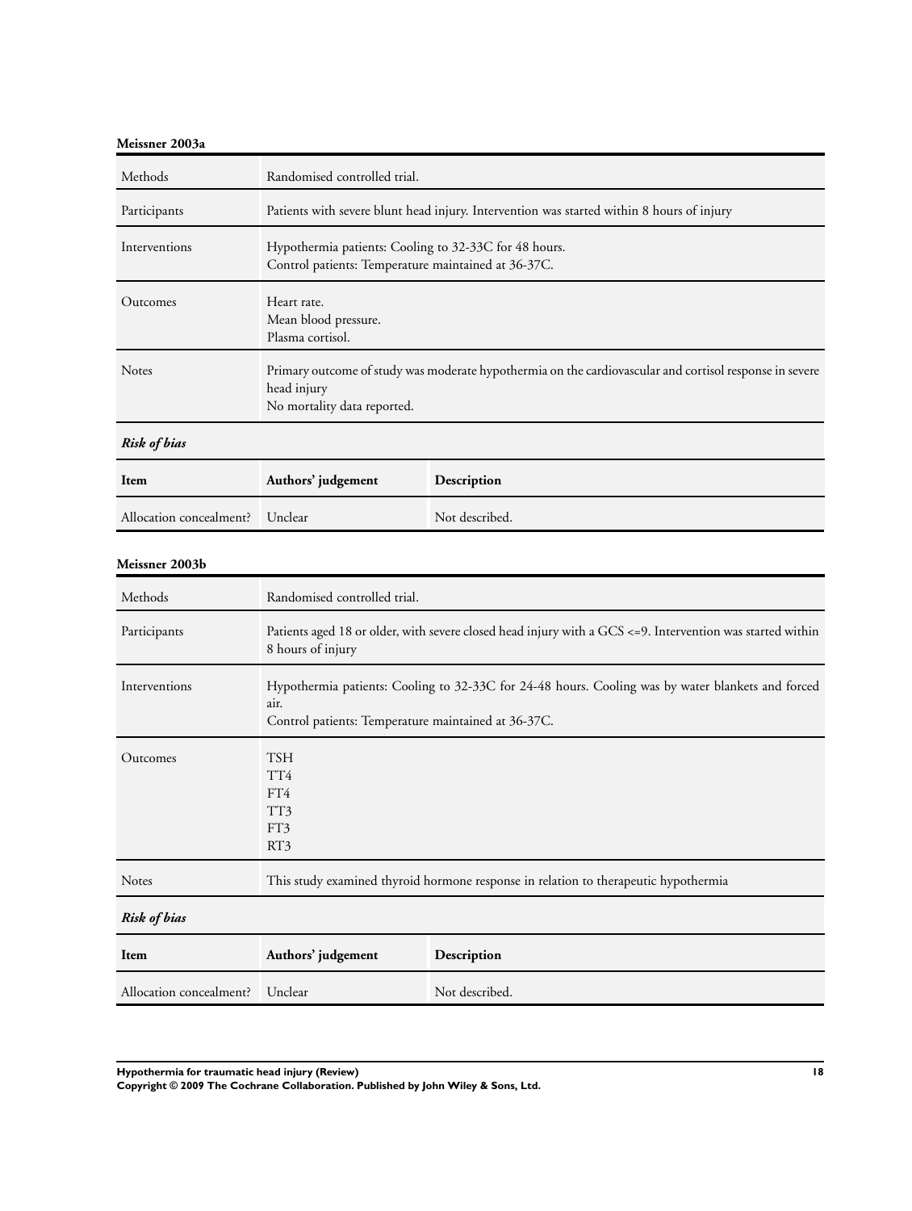**Meissner 2003a**

| Methods | Randomised controlled trial. |
|---|---|
| Participants | Patients with severe blunt head injury. Intervention was started within 8 hours of injury |
| Interventions | Hypothermia patients: Cooling to 32-33C for 48 hours.<br>Control patients: Temperature maintained at 36-37C. |
| Outcomes | Heart rate.<br>Mean blood pressure.<br>Plasma cortisol. |
| Notes | Primary outcome of study was moderate hypothermia on the cardiovascular and cortisol response in severe head injury<br>No mortality data reported. |

***Risk of bias***

| Item | Authors' judgement | Description |
|---|---|---|
| Allocation concealment? | Unclear | Not described. |

**Meissner 2003b**

| Methods | Randomised controlled trial. |
|---|---|
| Participants | Patients aged 18 or older, with severe closed head injury with a GCS <=9. Intervention was started within 8 hours of injury |
| Interventions | Hypothermia patients: Cooling to 32-33C for 24-48 hours. Cooling was by water blankets and forced air.<br>Control patients: Temperature maintained at 36-37C. |
| Outcomes | TSH<br>TT4<br>FT4<br>TT3<br>FT3<br>RT3 |
| Notes | This study examined thyroid hormone response in relation to therapeutic hypothermia |

***Risk of bias***

| Item | Authors' judgement | Description |
|---|---|---|
| Allocation concealment? | Unclear | Not described. |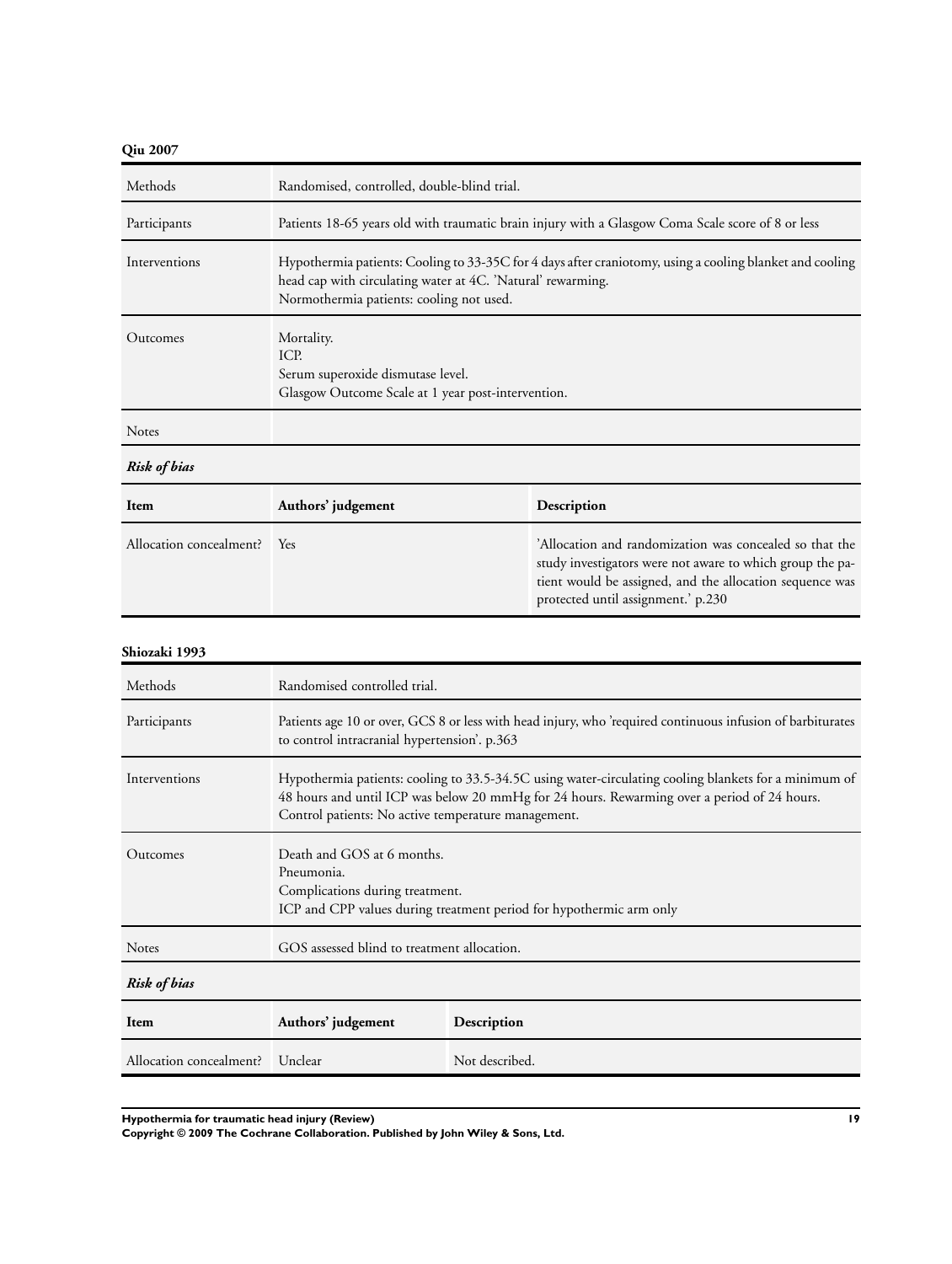**Qiu 2007**

| | |
|---|---|
| Methods | Randomised, controlled, double-blind trial. |
| Participants | Patients 18-65 years old with traumatic brain injury with a Glasgow Coma Scale score of 8 or less |
| Interventions | Hypothermia patients: Cooling to 33-35C for 4 days after craniotomy, using a cooling blanket and cooling head cap with circulating water at 4C. 'Natural' rewarming.<br>Normothermia patients: cooling not used. |
| Outcomes | Mortality.<br>ICP.<br>Serum superoxide dismutase level.<br>Glasgow Outcome Scale at 1 year post-intervention. |
| Notes | |

***Risk of bias***

| Item | Authors' judgement | Description |
|---|---|---|
| Allocation concealment? | Yes | 'Allocation and randomization was concealed so that the study investigators were not aware to which group the patient would be assigned, and the allocation sequence was protected until assignment.' p.230 |

**Shiozaki 1993**

| | |
|---|---|
| Methods | Randomised controlled trial. |
| Participants | Patients age 10 or over, GCS 8 or less with head injury, who 'required continuous infusion of barbiturates to control intracranial hypertension'. p.363 |
| Interventions | Hypothermia patients: cooling to 33.5-34.5C using water-circulating cooling blankets for a minimum of 48 hours and until ICP was below 20 mmHg for 24 hours. Rewarming over a period of 24 hours.<br>Control patients: No active temperature management. |
| Outcomes | Death and GOS at 6 months.<br>Pneumonia.<br>Complications during treatment.<br>ICP and CPP values during treatment period for hypothermic arm only |
| Notes | GOS assessed blind to treatment allocation. |

***Risk of bias***

| Item | Authors' judgement | Description |
|---|---|---|
| Allocation concealment? | Unclear | Not described. |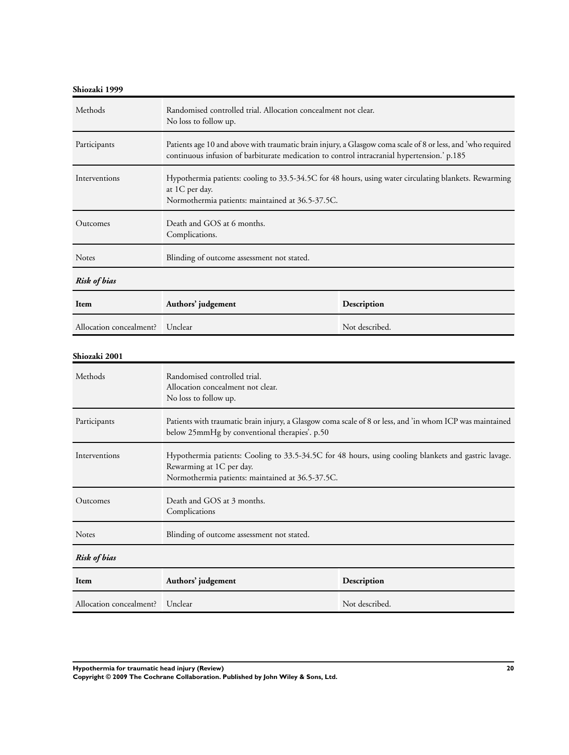**Shiozaki 1999**

| | |
|---|---|
| Methods | Randomised controlled trial. Allocation concealment not clear.<br>No loss to follow up. |
| Participants | Patients age 10 and above with traumatic brain injury, a Glasgow coma scale of 8 or less, and 'who required continuous infusion of barbiturate medication to control intracranial hypertension.' p.185 |
| Interventions | Hypothermia patients: cooling to 33.5-34.5C for 48 hours, using water circulating blankets. Rewarming at 1C per day.<br>Normothermia patients: maintained at 36.5-37.5C. |
| Outcomes | Death and GOS at 6 months.<br>Complications. |
| Notes | Blinding of outcome assessment not stated. |

*Risk of bias*

| Item | Authors' judgement | Description |
|---|---|---|
| Allocation concealment? | Unclear | Not described. |

**Shiozaki 2001**

| | |
|---|---|
| Methods | Randomised controlled trial.<br>Allocation concealment not clear.<br>No loss to follow up. |
| Participants | Patients with traumatic brain injury, a Glasgow coma scale of 8 or less, and 'in whom ICP was maintained below 25mmHg by conventional therapies'. p.50 |
| Interventions | Hypothermia patients: Cooling to 33.5-34.5C for 48 hours, using cooling blankets and gastric lavage. Rewarming at 1C per day.<br>Normothermia patients: maintained at 36.5-37.5C. |
| Outcomes | Death and GOS at 3 months.<br>Complications |
| Notes | Blinding of outcome assessment not stated. |

*Risk of bias*

| Item | Authors' judgement | Description |
|---|---|---|
| Allocation concealment? | Unclear | Not described. |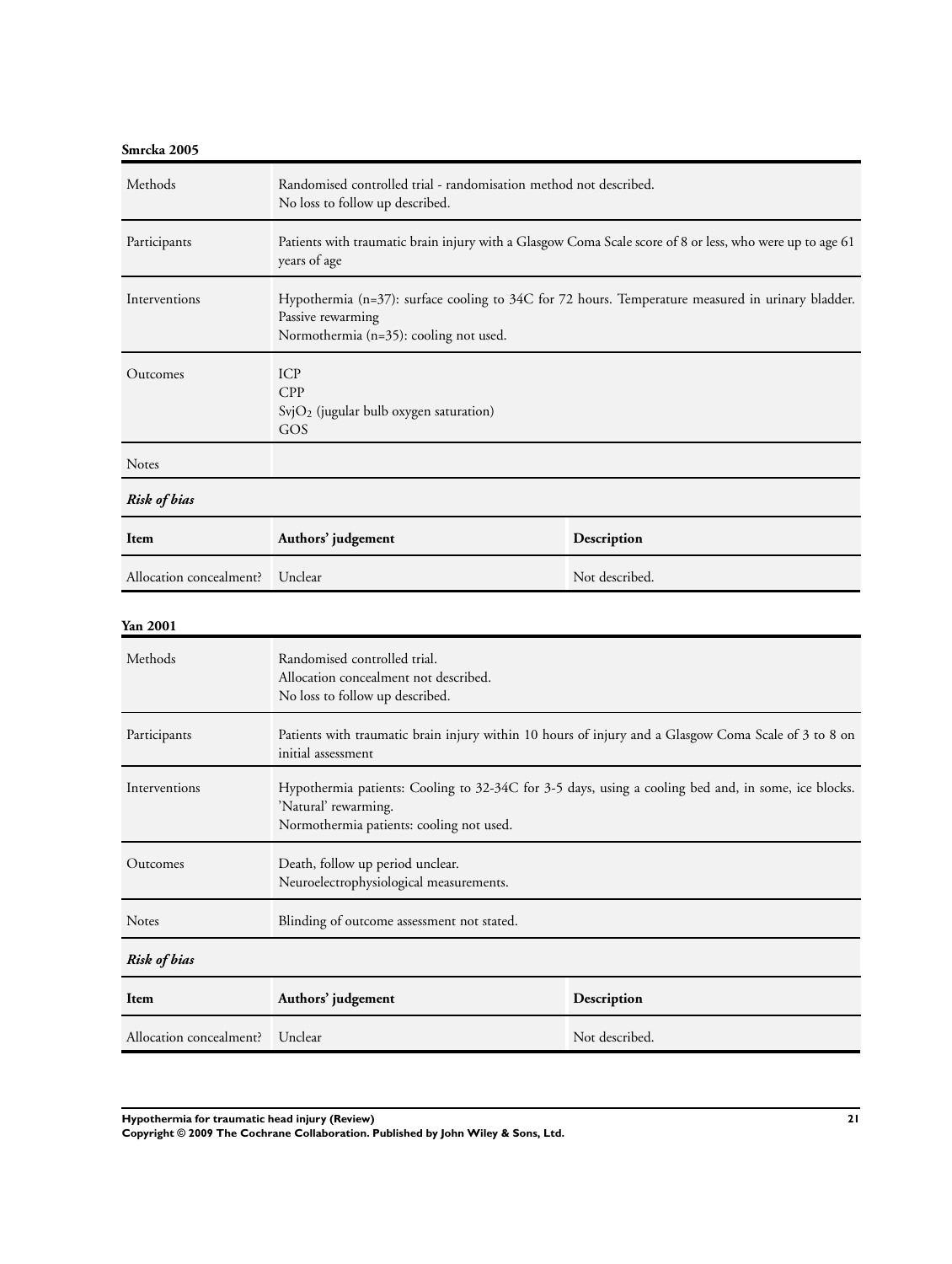**Smrcka 2005**

| | |
|---|---|
| Methods | Randomised controlled trial - randomisation method not described.<br>No loss to follow up described. |
| Participants | Patients with traumatic brain injury with a Glasgow Coma Scale score of 8 or less, who were up to age 61 years of age |
| Interventions | Hypothermia (n=37): surface cooling to 34C for 72 hours. Temperature measured in urinary bladder. Passive rewarming<br>Normothermia (n=35): cooling not used. |
| Outcomes | ICP<br>CPP<br>$SvjO_2$ (jugular bulb oxygen saturation)<br>GOS |
| Notes | |

***Risk of bias***

| Item | Authors' judgement | Description |
|---|---|---|
| Allocation concealment? | Unclear | Not described. |

**Yan 2001**

| | |
|---|---|
| Methods | Randomised controlled trial.<br>Allocation concealment not described.<br>No loss to follow up described. |
| Participants | Patients with traumatic brain injury within 10 hours of injury and a Glasgow Coma Scale of 3 to 8 on initial assessment |
| Interventions | Hypothermia patients: Cooling to 32-34C for 3-5 days, using a cooling bed and, in some, ice blocks. 'Natural' rewarming.<br>Normothermia patients: cooling not used. |
| Outcomes | Death, follow up period unclear.<br>Neuroelectrophysiological measurements. |
| Notes | Blinding of outcome assessment not stated. |

***Risk of bias***

| Item | Authors' judgement | Description |
|---|---|---|
| Allocation concealment? | Unclear | Not described. |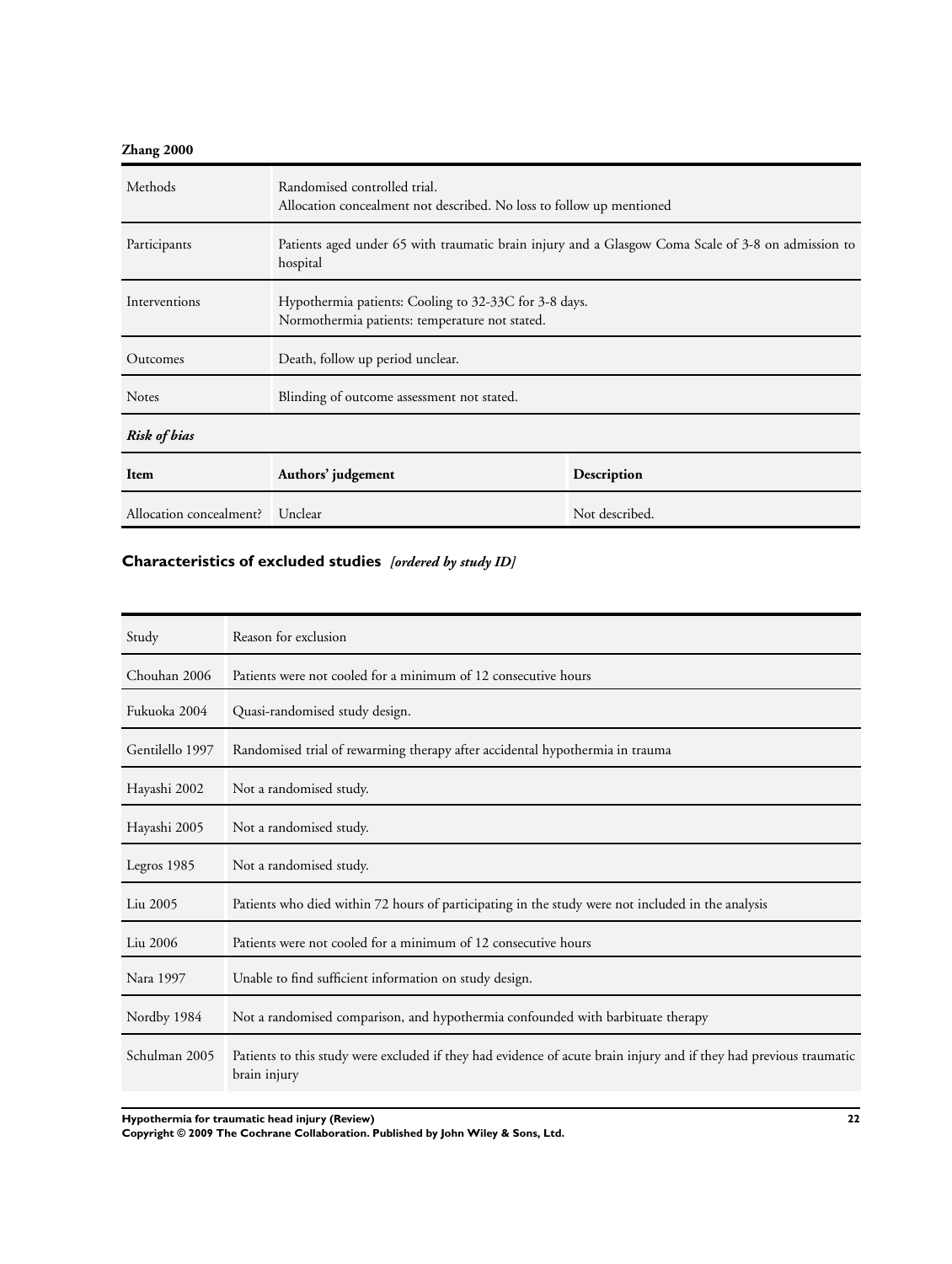**Zhang 2000**

| | |
|---|---|
| Methods | Randomised controlled trial.<br>Allocation concealment not described. No loss to follow up mentioned |
| Participants | Patients aged under 65 with traumatic brain injury and a Glasgow Coma Scale of 3-8 on admission to hospital |
| Interventions | Hypothermia patients: Cooling to 32-33C for 3-8 days.<br>Normothermia patients: temperature not stated. |
| Outcomes | Death, follow up period unclear. |
| Notes | Blinding of outcome assessment not stated. |

***Risk of bias***

| Item | Authors' judgement | Description |
|---|---|---|
| Allocation concealment? | Unclear | Not described. |

## Characteristics of excluded studies *[ordered by study ID]*

| Study | Reason for exclusion |
|---|---|
| Chouhan 2006 | Patients were not cooled for a minimum of 12 consecutive hours |
| Fukuoka 2004 | Quasi-randomised study design. |
| Gentilello 1997 | Randomised trial of rewarming therapy after accidental hypothermia in trauma |
| Hayashi 2002 | Not a randomised study. |
| Hayashi 2005 | Not a randomised study. |
| Legros 1985 | Not a randomised study. |
| Liu 2005 | Patients who died within 72 hours of participating in the study were not included in the analysis |
| Liu 2006 | Patients were not cooled for a minimum of 12 consecutive hours |
| Nara 1997 | Unable to find sufficient information on study design. |
| Nordby 1984 | Not a randomised comparison, and hypothermia confounded with barbituate therapy |
| Schulman 2005 | Patients to this study were excluded if they had evidence of acute brain injury and if they had previous traumatic brain injury |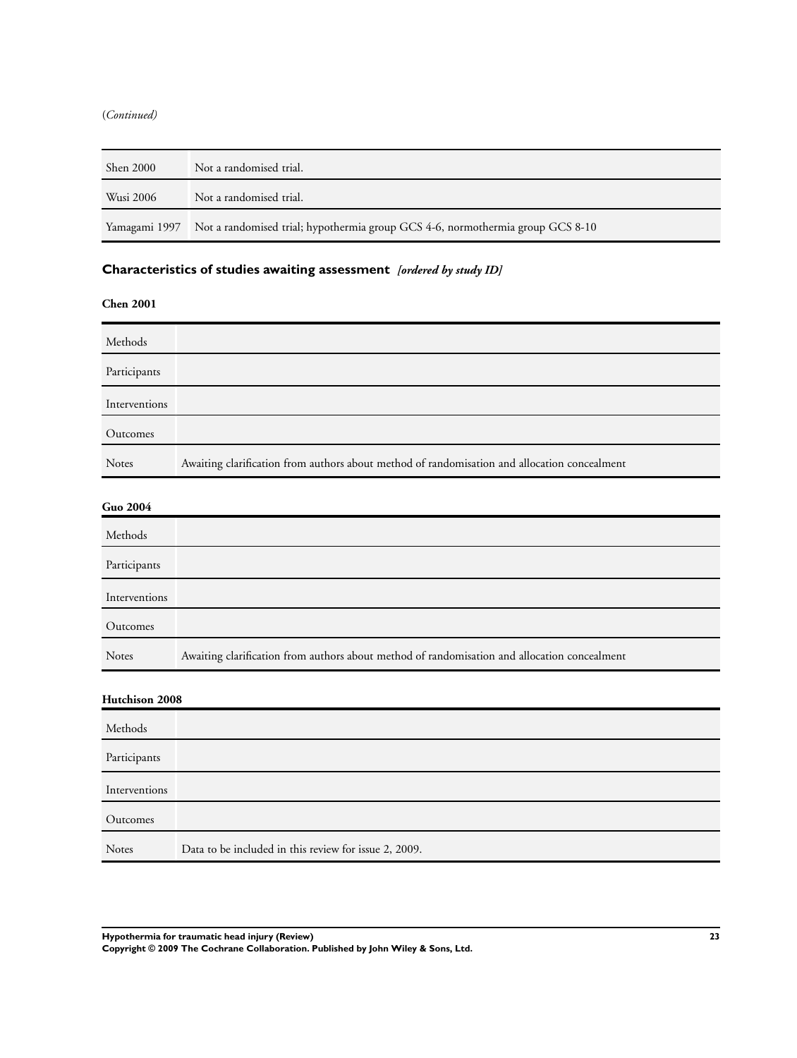(*Continued*)

| | |
|---|---|
| Shen 2000 | Not a randomised trial. |
| Wusi 2006 | Not a randomised trial. |
| Yamagami 1997 | Not a randomised trial; hypothermia group GCS 4-6, normothermia group GCS 8-10 |

## Characteristics of studies awaiting assessment *[ordered by study ID]*

**Chen 2001**

| | |
|---|---|
| Methods | |
| Participants | |
| Interventions | |
| Outcomes | |
| Notes | Awaiting clarification from authors about method of randomisation and allocation concealment |

**Guo 2004**

| | |
|---|---|
| Methods | |
| Participants | |
| Interventions | |
| Outcomes | |
| Notes | Awaiting clarification from authors about method of randomisation and allocation concealment |

**Hutchison 2008**

| | |
|---|---|
| Methods | |
| Participants | |
| Interventions | |
| Outcomes | |
| Notes | Data to be included in this review for issue 2, 2009. |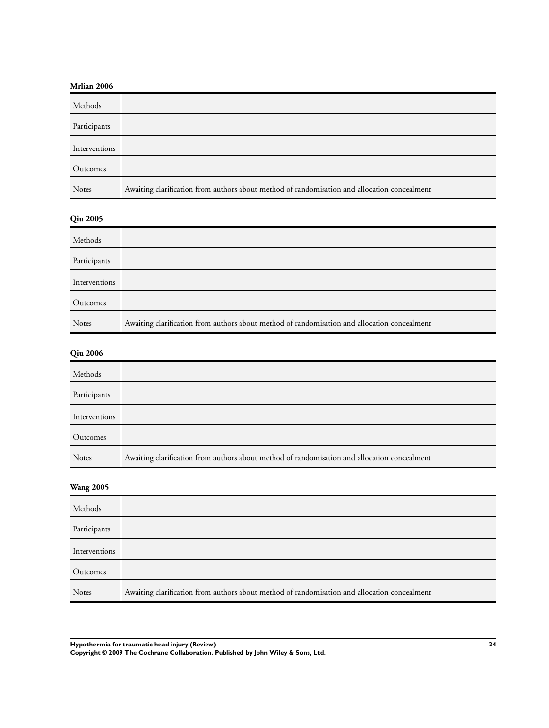**Mrlian 2006**

| | |
|---|---|
| Methods | |
| Participants | |
| Interventions | |
| Outcomes | |
| Notes | Awaiting clarification from authors about method of randomisation and allocation concealment |

**Qiu 2005**

| | |
|---|---|
| Methods | |
| Participants | |
| Interventions | |
| Outcomes | |
| Notes | Awaiting clarification from authors about method of randomisation and allocation concealment |

**Qiu 2006**

| | |
|---|---|
| Methods | |
| Participants | |
| Interventions | |
| Outcomes | |
| Notes | Awaiting clarification from authors about method of randomisation and allocation concealment |

**Wang 2005**

| | |
|---|---|
| Methods | |
| Participants | |
| Interventions | |
| Outcomes | |
| Notes | Awaiting clarification from authors about method of randomisation and allocation concealment |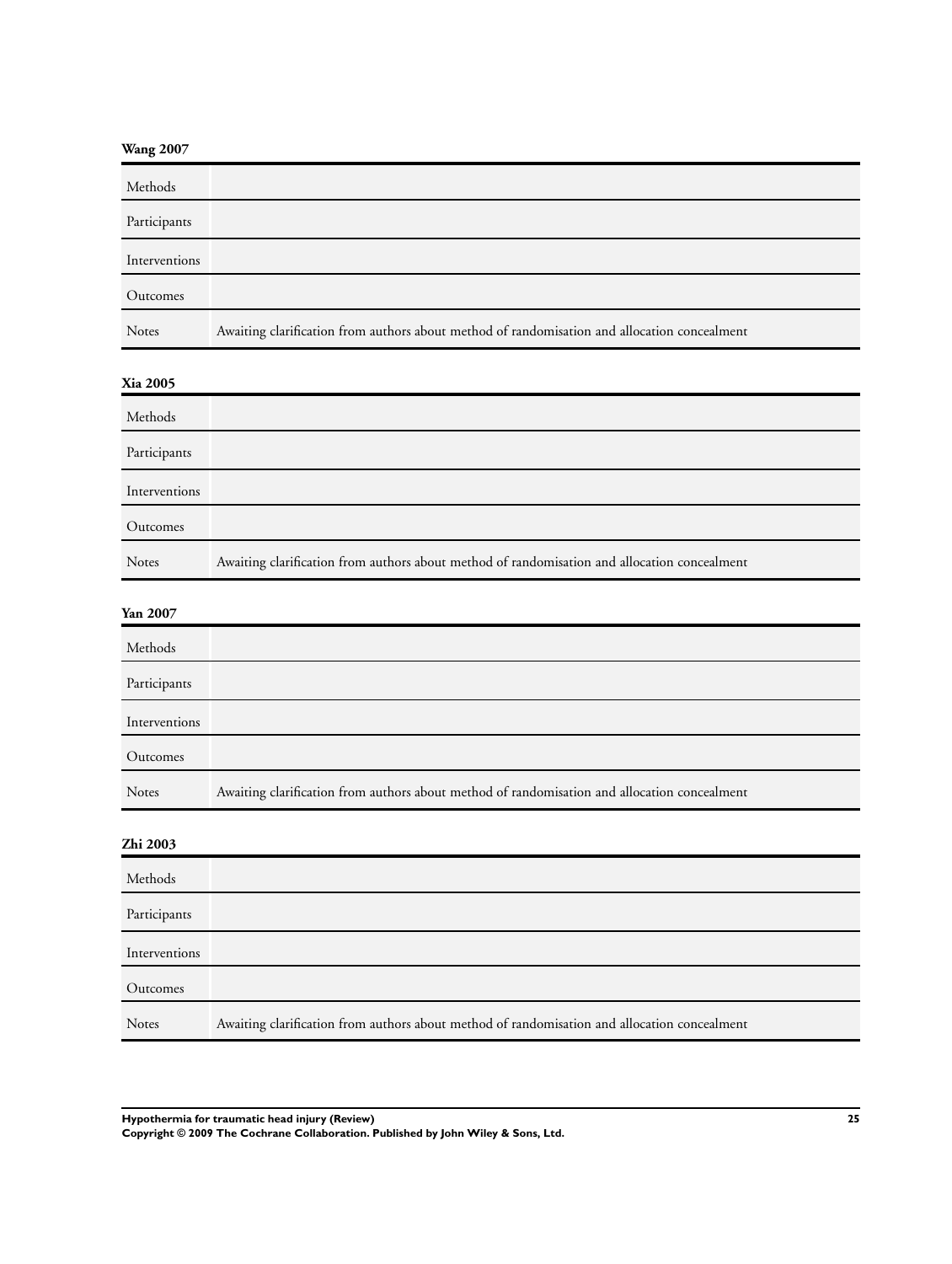**Wang 2007**

| | |
|---|---|
| Methods | |
| Participants | |
| Interventions | |
| Outcomes | |
| Notes | Awaiting clarification from authors about method of randomisation and allocation concealment |

**Xia 2005**

| | |
|---|---|
| Methods | |
| Participants | |
| Interventions | |
| Outcomes | |
| Notes | Awaiting clarification from authors about method of randomisation and allocation concealment |

**Yan 2007**

| | |
|---|---|
| Methods | |
| Participants | |
| Interventions | |
| Outcomes | |
| Notes | Awaiting clarification from authors about method of randomisation and allocation concealment |

**Zhi 2003**

| | |
|---|---|
| Methods | |
| Participants | |
| Interventions | |
| Outcomes | |
| Notes | Awaiting clarification from authors about method of randomisation and allocation concealment |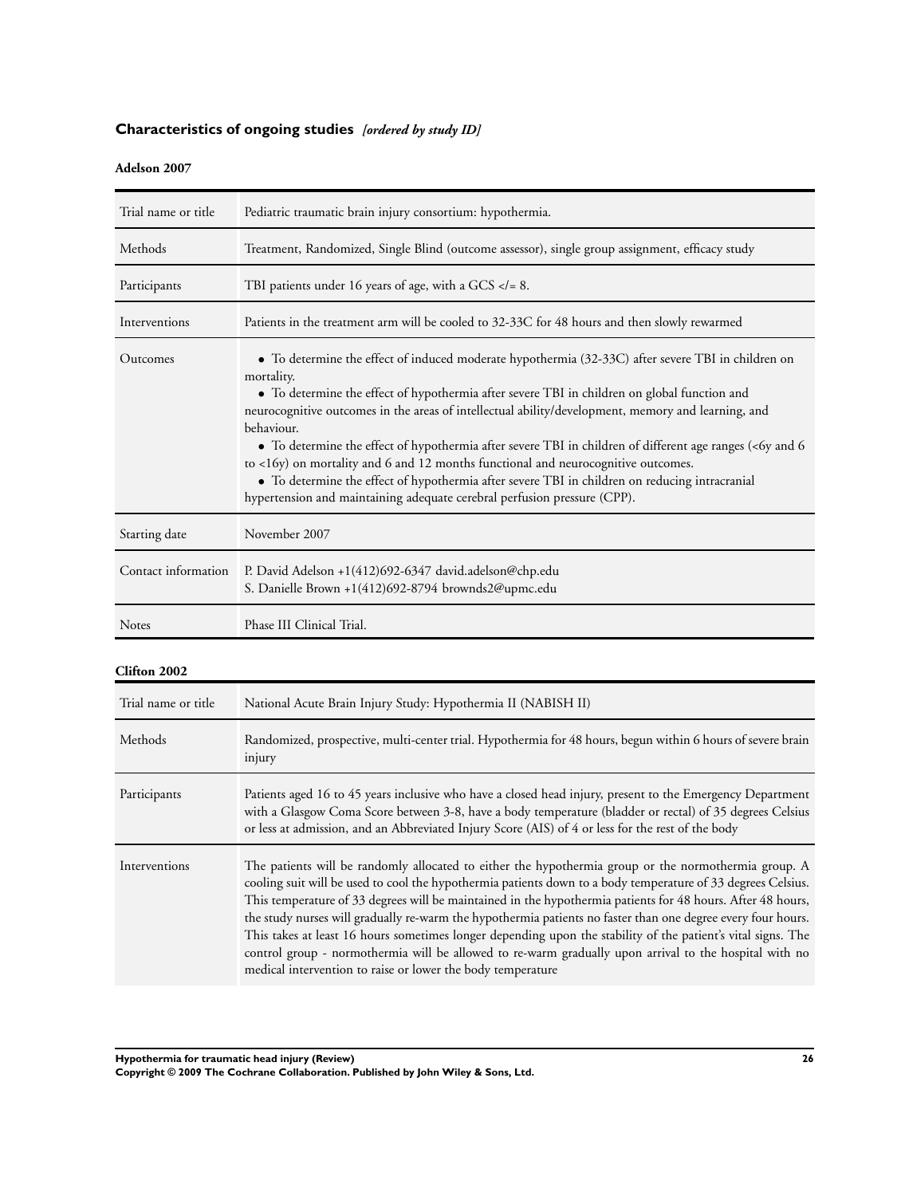## Characteristics of ongoing studies *[ordered by study ID]*

### Adelson 2007

| Trial name or title | Pediatric traumatic brain injury consortium: hypothermia. |
|---|---|
| Methods | Treatment, Randomized, Single Blind (outcome assessor), single group assignment, efficacy study |
| Participants | TBI patients under 16 years of age, with a GCS </= 8. |
| Interventions | Patients in the treatment arm will be cooled to 32-33C for 48 hours and then slowly rewarmed |
| Outcomes | • To determine the effect of induced moderate hypothermia (32-33C) after severe TBI in children on mortality.<br>• To determine the effect of hypothermia after severe TBI in children on global function and neurocognitive outcomes in the areas of intellectual ability/development, memory and learning, and behaviour.<br>• To determine the effect of hypothermia after severe TBI in children of different age ranges (<6y and 6 to <16y) on mortality and 6 and 12 months functional and neurocognitive outcomes.<br>• To determine the effect of hypothermia after severe TBI in children on reducing intracranial hypertension and maintaining adequate cerebral perfusion pressure (CPP). |
| Starting date | November 2007 |
| Contact information | P. David Adelson +1(412)692-6347 david.adelson@chp.edu<br>S. Danielle Brown +1(412)692-8794 browndS2@upmc.edu |
| Notes | Phase III Clinical Trial. |

### Clifton 2002

| Trial name or title | National Acute Brain Injury Study: Hypothermia II (NABISH II) |
|---|---|
| Methods | Randomized, prospective, multi-center trial. Hypothermia for 48 hours, begun within 6 hours of severe brain injury |
| Participants | Patients aged 16 to 45 years inclusive who have a closed head injury, present to the Emergency Department with a Glasgow Coma Score between 3-8, have a body temperature (bladder or rectal) of 35 degrees Celsius or less at admission, and an Abbreviated Injury Score (AIS) of 4 or less for the rest of the body |
| Interventions | The patients will be randomly allocated to either the hypothermia group or the normothermia group. A cooling suit will be used to cool the hypothermia patients down to a body temperature of 33 degrees Celsius. This temperature of 33 degrees will be maintained in the hypothermia patients for 48 hours. After 48 hours, the study nurses will gradually re-warm the hypothermia patients no faster than one degree every four hours. This takes at least 16 hours sometimes longer depending upon the stability of the patient's vital signs. The control group - normothermia will be allowed to re-warm gradually upon arrival to the hospital with no medical intervention to raise or lower the body temperature |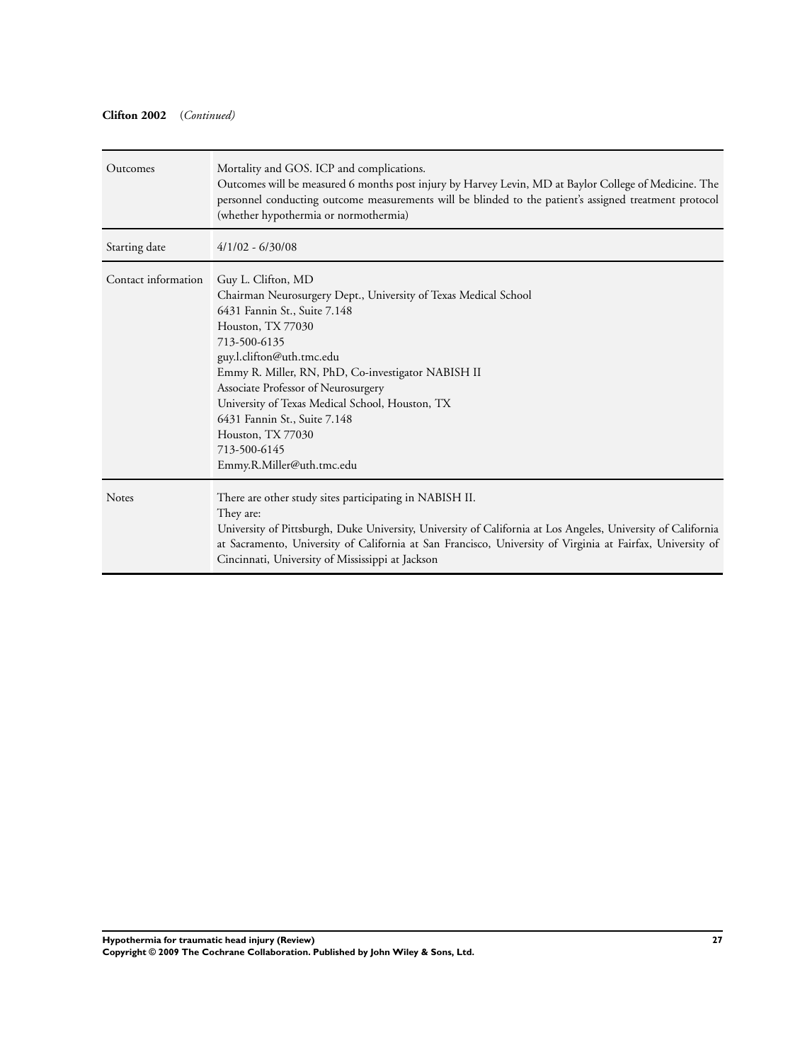**Clifton 2002** (*Continued*)

| | |
|---|---|
| Outcomes | Mortality and GOS. ICP and complications.<br>Outcomes will be measured 6 months post injury by Harvey Levin, MD at Baylor College of Medicine. The personnel conducting outcome measurements will be blinded to the patient's assigned treatment protocol (whether hypothermia or normothermia) |
| Starting date | 4/1/02 - 6/30/08 |
| Contact information | Guy L. Clifton, MD<br>Chairman Neurosurgery Dept., University of Texas Medical School<br>6431 Fannin St., Suite 7.148<br>Houston, TX 77030<br>713-500-6135<br>guy.l.clifton@uth.tmc.edu<br>Emmy R. Miller, RN, PhD, Co-investigator NABISH II<br>Associate Professor of Neurosurgery<br>University of Texas Medical School, Houston, TX<br>6431 Fannin St., Suite 7.148<br>Houston, TX 77030<br>713-500-6145<br>Emmy.R.Miller@uth.tmc.edu |
| Notes | There are other study sites participating in NABISH II.<br>They are:<br>University of Pittsburgh, Duke University, University of California at Los Angeles, University of California at Sacramento, University of California at San Francisco, University of Virginia at Fairfax, University of Cincinnati, University of Mississippi at Jackson |